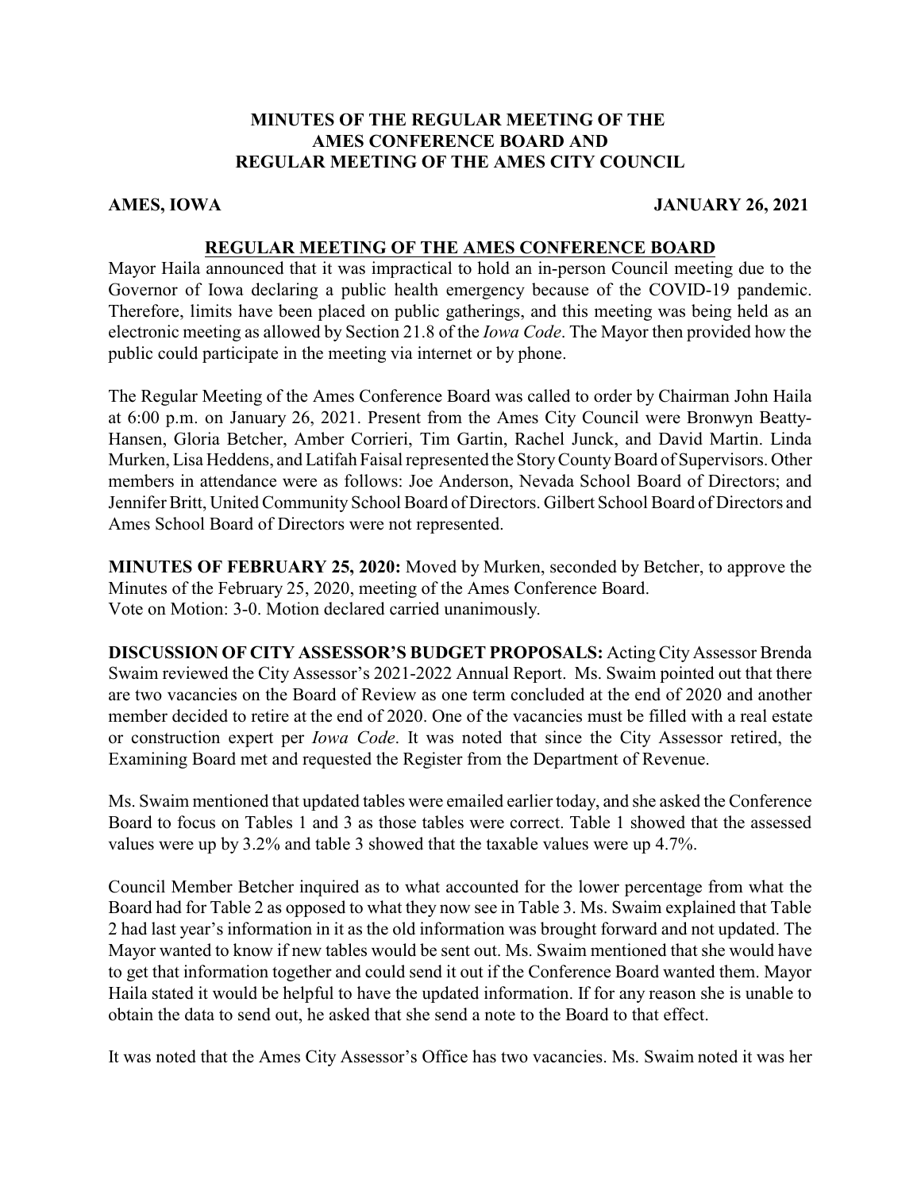# MINUTES OF THE REGULAR MEETING OF THE AMES CONFERENCE BOARD AND REGULAR MEETING OF THE AMES CITY COUNCIL

**AMES, IOWA** **JANUARY 26, 2021**

## REGULAR MEETING OF THE AMES CONFERENCE BOARD

Mayor Haila announced that it was impractical to hold an in-person Council meeting due to the Governor of Iowa declaring a public health emergency because of the COVID-19 pandemic. Therefore, limits have been placed on public gatherings, and this meeting was being held as an electronic meeting as allowed by Section 21.8 of the *Iowa Code*. The Mayor then provided how the public could participate in the meeting via internet or by phone.

The Regular Meeting of the Ames Conference Board was called to order by Chairman John Haila at 6:00 p.m. on January 26, 2021. Present from the Ames City Council were Bronwyn Beatty-Hansen, Gloria Betcher, Amber Corrieri, Tim Gartin, Rachel Junck, and David Martin. Linda Murken, Lisa Heddens, and Latifah Faisal represented the Story County Board of Supervisors. Other members in attendance were as follows: Joe Anderson, Nevada School Board of Directors; and Jennifer Britt, United Community School Board of Directors. Gilbert School Board of Directors and Ames School Board of Directors were not represented.

**MINUTES OF FEBRUARY 25, 2020:** Moved by Murken, seconded by Betcher, to approve the Minutes of the February 25, 2020, meeting of the Ames Conference Board.
Vote on Motion: 3-0. Motion declared carried unanimously.

**DISCUSSION OF CITY ASSESSOR'S BUDGET PROPOSALS:** Acting City Assessor Brenda Swaim reviewed the City Assessor's 2021-2022 Annual Report. Ms. Swaim pointed out that there are two vacancies on the Board of Review as one term concluded at the end of 2020 and another member decided to retire at the end of 2020. One of the vacancies must be filled with a real estate or construction expert per *Iowa Code*. It was noted that since the City Assessor retired, the Examining Board met and requested the Register from the Department of Revenue.

Ms. Swaim mentioned that updated tables were emailed earlier today, and she asked the Conference Board to focus on Tables 1 and 3 as those tables were correct. Table 1 showed that the assessed values were up by 3.2% and table 3 showed that the taxable values were up 4.7%.

Council Member Betcher inquired as to what accounted for the lower percentage from what the Board had for Table 2 as opposed to what they now see in Table 3. Ms. Swaim explained that Table 2 had last year's information in it as the old information was brought forward and not updated. The Mayor wanted to know if new tables would be sent out. Ms. Swaim mentioned that she would have to get that information together and could send it out if the Conference Board wanted them. Mayor Haila stated it would be helpful to have the updated information. If for any reason she is unable to obtain the data to send out, he asked that she send a note to the Board to that effect.

It was noted that the Ames City Assessor's Office has two vacancies. Ms. Swaim noted it was her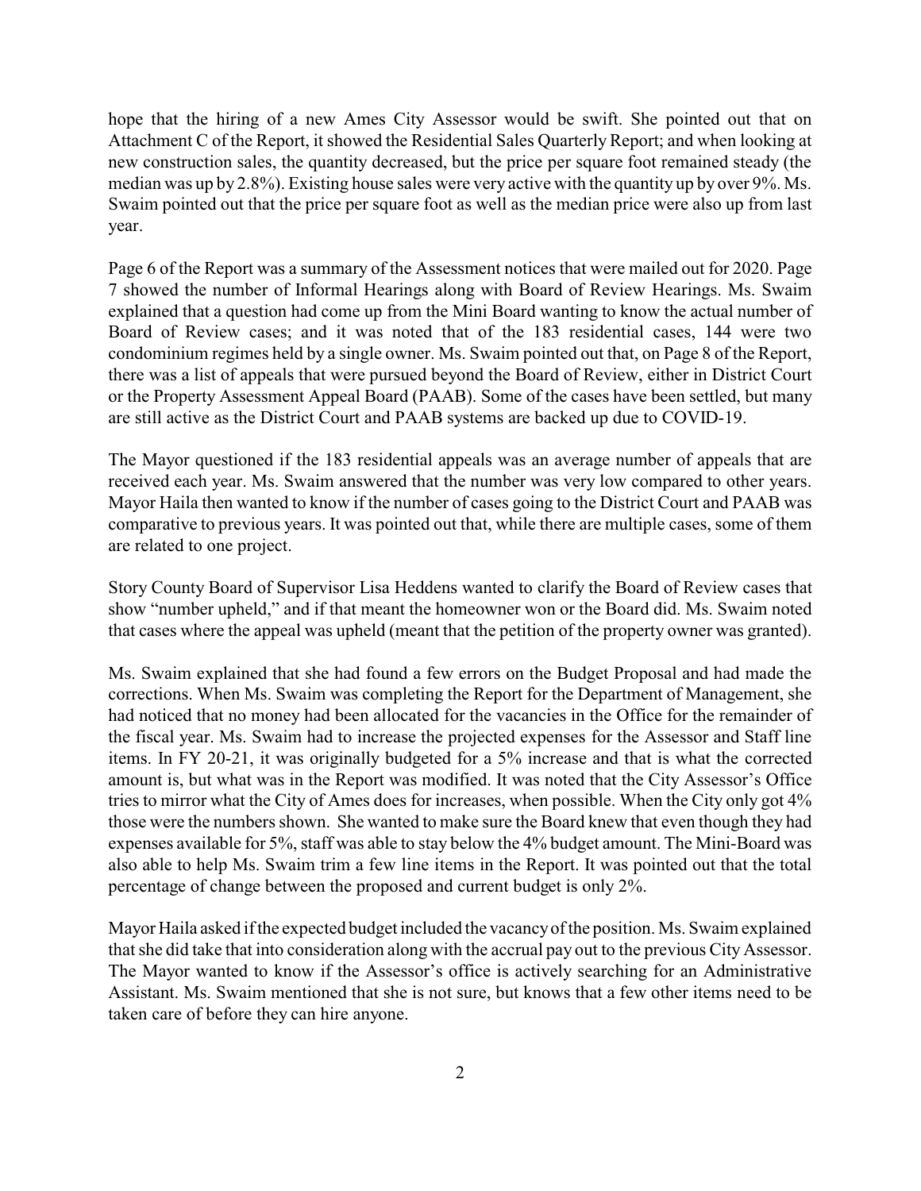hope that the hiring of a new Ames City Assessor would be swift. She pointed out that on Attachment C of the Report, it showed the Residential Sales Quarterly Report; and when looking at new construction sales, the quantity decreased, but the price per square foot remained steady (the median was up by 2.8%). Existing house sales were very active with the quantity up by over 9%. Ms. Swaim pointed out that the price per square foot as well as the median price were also up from last year.

Page 6 of the Report was a summary of the Assessment notices that were mailed out for 2020. Page 7 showed the number of Informal Hearings along with Board of Review Hearings. Ms. Swaim explained that a question had come up from the Mini Board wanting to know the actual number of Board of Review cases; and it was noted that of the 183 residential cases, 144 were two condominium regimes held by a single owner. Ms. Swaim pointed out that, on Page 8 of the Report, there was a list of appeals that were pursued beyond the Board of Review, either in District Court or the Property Assessment Appeal Board (PAAB). Some of the cases have been settled, but many are still active as the District Court and PAAB systems are backed up due to COVID-19.

The Mayor questioned if the 183 residential appeals was an average number of appeals that are received each year. Ms. Swaim answered that the number was very low compared to other years. Mayor Haila then wanted to know if the number of cases going to the District Court and PAAB was comparative to previous years. It was pointed out that, while there are multiple cases, some of them are related to one project.

Story County Board of Supervisor Lisa Heddens wanted to clarify the Board of Review cases that show "number upheld," and if that meant the homeowner won or the Board did. Ms. Swaim noted that cases where the appeal was upheld (meant that the petition of the property owner was granted).

Ms. Swaim explained that she had found a few errors on the Budget Proposal and had made the corrections. When Ms. Swaim was completing the Report for the Department of Management, she had noticed that no money had been allocated for the vacancies in the Office for the remainder of the fiscal year. Ms. Swaim had to increase the projected expenses for the Assessor and Staff line items. In FY 20-21, it was originally budgeted for a 5% increase and that is what the corrected amount is, but what was in the Report was modified. It was noted that the City Assessor's Office tries to mirror what the City of Ames does for increases, when possible. When the City only got 4% those were the numbers shown. She wanted to make sure the Board knew that even though they had expenses available for 5%, staff was able to stay below the 4% budget amount. The Mini-Board was also able to help Ms. Swaim trim a few line items in the Report. It was pointed out that the total percentage of change between the proposed and current budget is only 2%.

Mayor Haila asked if the expected budget included the vacancy of the position. Ms. Swaim explained that she did take that into consideration along with the accrual pay out to the previous City Assessor. The Mayor wanted to know if the Assessor's office is actively searching for an Administrative Assistant. Ms. Swaim mentioned that she is not sure, but knows that a few other items need to be taken care of before they can hire anyone.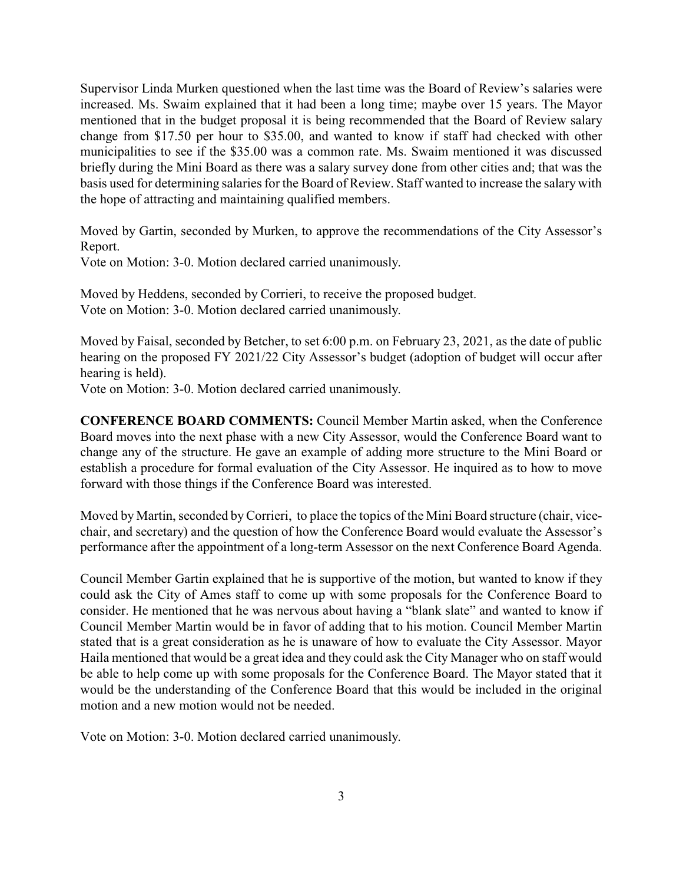Supervisor Linda Murken questioned when the last time was the Board of Review's salaries were increased. Ms. Swaim explained that it had been a long time; maybe over 15 years. The Mayor mentioned that in the budget proposal it is being recommended that the Board of Review salary change from $17.50 per hour to $35.00, and wanted to know if staff had checked with other municipalities to see if the $35.00 was a common rate. Ms. Swaim mentioned it was discussed briefly during the Mini Board as there was a salary survey done from other cities and; that was the basis used for determining salaries for the Board of Review. Staff wanted to increase the salary with the hope of attracting and maintaining qualified members.

Moved by Gartin, seconded by Murken, to approve the recommendations of the City Assessor's Report.
Vote on Motion: 3-0. Motion declared carried unanimously.

Moved by Heddens, seconded by Corrieri, to receive the proposed budget.
Vote on Motion: 3-0. Motion declared carried unanimously.

Moved by Faisal, seconded by Betcher, to set 6:00 p.m. on February 23, 2021, as the date of public hearing on the proposed FY 2021/22 City Assessor's budget (adoption of budget will occur after hearing is held).
Vote on Motion: 3-0. Motion declared carried unanimously.

**CONFERENCE BOARD COMMENTS:** Council Member Martin asked, when the Conference Board moves into the next phase with a new City Assessor, would the Conference Board want to change any of the structure. He gave an example of adding more structure to the Mini Board or establish a procedure for formal evaluation of the City Assessor. He inquired as to how to move forward with those things if the Conference Board was interested.

Moved by Martin, seconded by Corrieri, to place the topics of the Mini Board structure (chair, vice-chair, and secretary) and the question of how the Conference Board would evaluate the Assessor's performance after the appointment of a long-term Assessor on the next Conference Board Agenda.

Council Member Gartin explained that he is supportive of the motion, but wanted to know if they could ask the City of Ames staff to come up with some proposals for the Conference Board to consider. He mentioned that he was nervous about having a "blank slate" and wanted to know if Council Member Martin would be in favor of adding that to his motion. Council Member Martin stated that is a great consideration as he is unaware of how to evaluate the City Assessor. Mayor Haila mentioned that would be a great idea and they could ask the City Manager who on staff would be able to help come up with some proposals for the Conference Board. The Mayor stated that it would be the understanding of the Conference Board that this would be included in the original motion and a new motion would not be needed.

Vote on Motion: 3-0. Motion declared carried unanimously.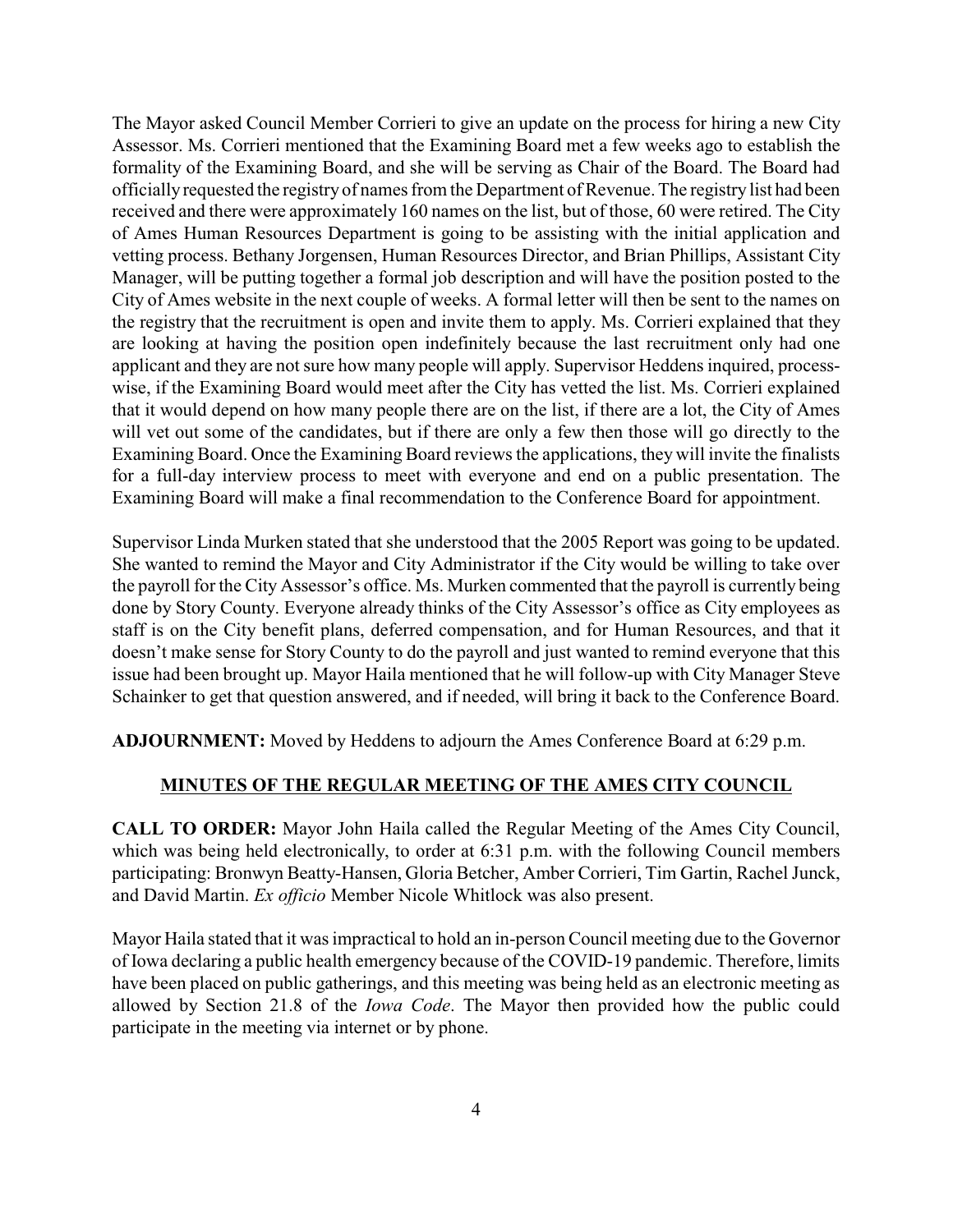The Mayor asked Council Member Corrieri to give an update on the process for hiring a new City Assessor. Ms. Corrieri mentioned that the Examining Board met a few weeks ago to establish the formality of the Examining Board, and she will be serving as Chair of the Board. The Board had officially requested the registry of names from the Department of Revenue. The registry list had been received and there were approximately 160 names on the list, but of those, 60 were retired. The City of Ames Human Resources Department is going to be assisting with the initial application and vetting process. Bethany Jorgensen, Human Resources Director, and Brian Phillips, Assistant City Manager, will be putting together a formal job description and will have the position posted to the City of Ames website in the next couple of weeks. A formal letter will then be sent to the names on the registry that the recruitment is open and invite them to apply. Ms. Corrieri explained that they are looking at having the position open indefinitely because the last recruitment only had one applicant and they are not sure how many people will apply. Supervisor Heddens inquired, process-wise, if the Examining Board would meet after the City has vetted the list. Ms. Corrieri explained that it would depend on how many people there are on the list, if there are a lot, the City of Ames will vet out some of the candidates, but if there are only a few then those will go directly to the Examining Board. Once the Examining Board reviews the applications, they will invite the finalists for a full-day interview process to meet with everyone and end on a public presentation. The Examining Board will make a final recommendation to the Conference Board for appointment.

Supervisor Linda Murken stated that she understood that the 2005 Report was going to be updated. She wanted to remind the Mayor and City Administrator if the City would be willing to take over the payroll for the City Assessor's office. Ms. Murken commented that the payroll is currently being done by Story County. Everyone already thinks of the City Assessor's office as City employees as staff is on the City benefit plans, deferred compensation, and for Human Resources, and that it doesn't make sense for Story County to do the payroll and just wanted to remind everyone that this issue had been brought up. Mayor Haila mentioned that he will follow-up with City Manager Steve Schainker to get that question answered, and if needed, will bring it back to the Conference Board.

**ADJOURNMENT:** Moved by Heddens to adjourn the Ames Conference Board at 6:29 p.m.

## MINUTES OF THE REGULAR MEETING OF THE AMES CITY COUNCIL

**CALL TO ORDER:** Mayor John Haila called the Regular Meeting of the Ames City Council, which was being held electronically, to order at 6:31 p.m. with the following Council members participating: Bronwyn Beatty-Hansen, Gloria Betcher, Amber Corrieri, Tim Gartin, Rachel Junck, and David Martin. *Ex officio* Member Nicole Whitlock was also present.

Mayor Haila stated that it was impractical to hold an in-person Council meeting due to the Governor of Iowa declaring a public health emergency because of the COVID-19 pandemic. Therefore, limits have been placed on public gatherings, and this meeting was being held as an electronic meeting as allowed by Section 21.8 of the *Iowa Code*. The Mayor then provided how the public could participate in the meeting via internet or by phone.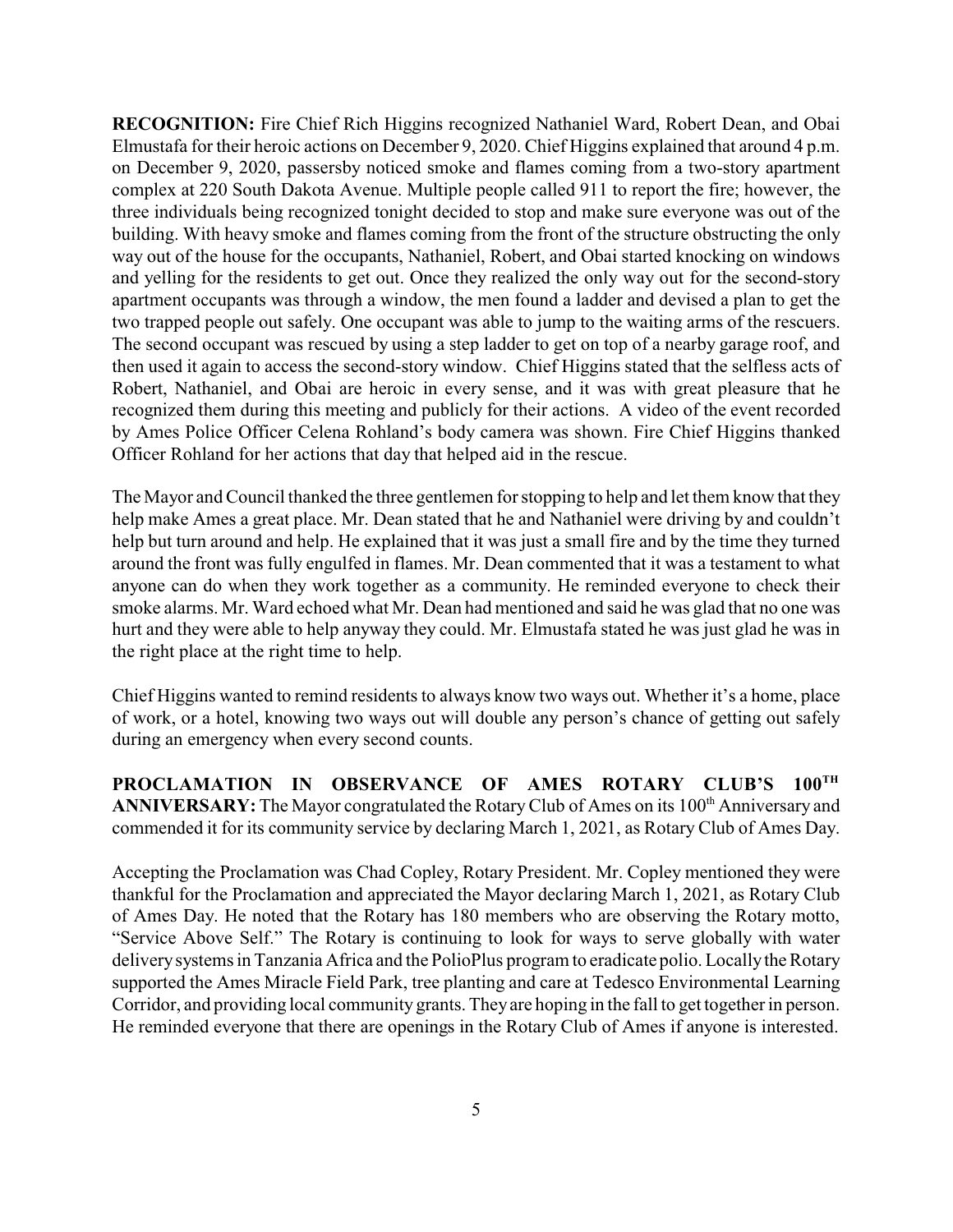**RECOGNITION:** Fire Chief Rich Higgins recognized Nathaniel Ward, Robert Dean, and Obai Elmustafa for their heroic actions on December 9, 2020. Chief Higgins explained that around 4 p.m. on December 9, 2020, passersby noticed smoke and flames coming from a two-story apartment complex at 220 South Dakota Avenue. Multiple people called 911 to report the fire; however, the three individuals being recognized tonight decided to stop and make sure everyone was out of the building. With heavy smoke and flames coming from the front of the structure obstructing the only way out of the house for the occupants, Nathaniel, Robert, and Obai started knocking on windows and yelling for the residents to get out. Once they realized the only way out for the second-story apartment occupants was through a window, the men found a ladder and devised a plan to get the two trapped people out safely. One occupant was able to jump to the waiting arms of the rescuers. The second occupant was rescued by using a step ladder to get on top of a nearby garage roof, and then used it again to access the second-story window. Chief Higgins stated that the selfless acts of Robert, Nathaniel, and Obai are heroic in every sense, and it was with great pleasure that he recognized them during this meeting and publicly for their actions. A video of the event recorded by Ames Police Officer Celena Rohland's body camera was shown. Fire Chief Higgins thanked Officer Rohland for her actions that day that helped aid in the rescue.

The Mayor and Council thanked the three gentlemen for stopping to help and let them know that they help make Ames a great place. Mr. Dean stated that he and Nathaniel were driving by and couldn't help but turn around and help. He explained that it was just a small fire and by the time they turned around the front was fully engulfed in flames. Mr. Dean commented that it was a testament to what anyone can do when they work together as a community. He reminded everyone to check their smoke alarms. Mr. Ward echoed what Mr. Dean had mentioned and said he was glad that no one was hurt and they were able to help anyway they could. Mr. Elmustafa stated he was just glad he was in the right place at the right time to help.

Chief Higgins wanted to remind residents to always know two ways out. Whether it's a home, place of work, or a hotel, knowing two ways out will double any person's chance of getting out safely during an emergency when every second counts.

**PROCLAMATION IN OBSERVANCE OF AMES ROTARY CLUB'S 100TH ANNIVERSARY:** The Mayor congratulated the Rotary Club of Ames on its 100th Anniversary and commended it for its community service by declaring March 1, 2021, as Rotary Club of Ames Day.

Accepting the Proclamation was Chad Copley, Rotary President. Mr. Copley mentioned they were thankful for the Proclamation and appreciated the Mayor declaring March 1, 2021, as Rotary Club of Ames Day. He noted that the Rotary has 180 members who are observing the Rotary motto, "Service Above Self." The Rotary is continuing to look for ways to serve globally with water delivery systems in Tanzania Africa and the PolioPlus program to eradicate polio. Locally the Rotary supported the Ames Miracle Field Park, tree planting and care at Tedesco Environmental Learning Corridor, and providing local community grants. They are hoping in the fall to get together in person. He reminded everyone that there are openings in the Rotary Club of Ames if anyone is interested.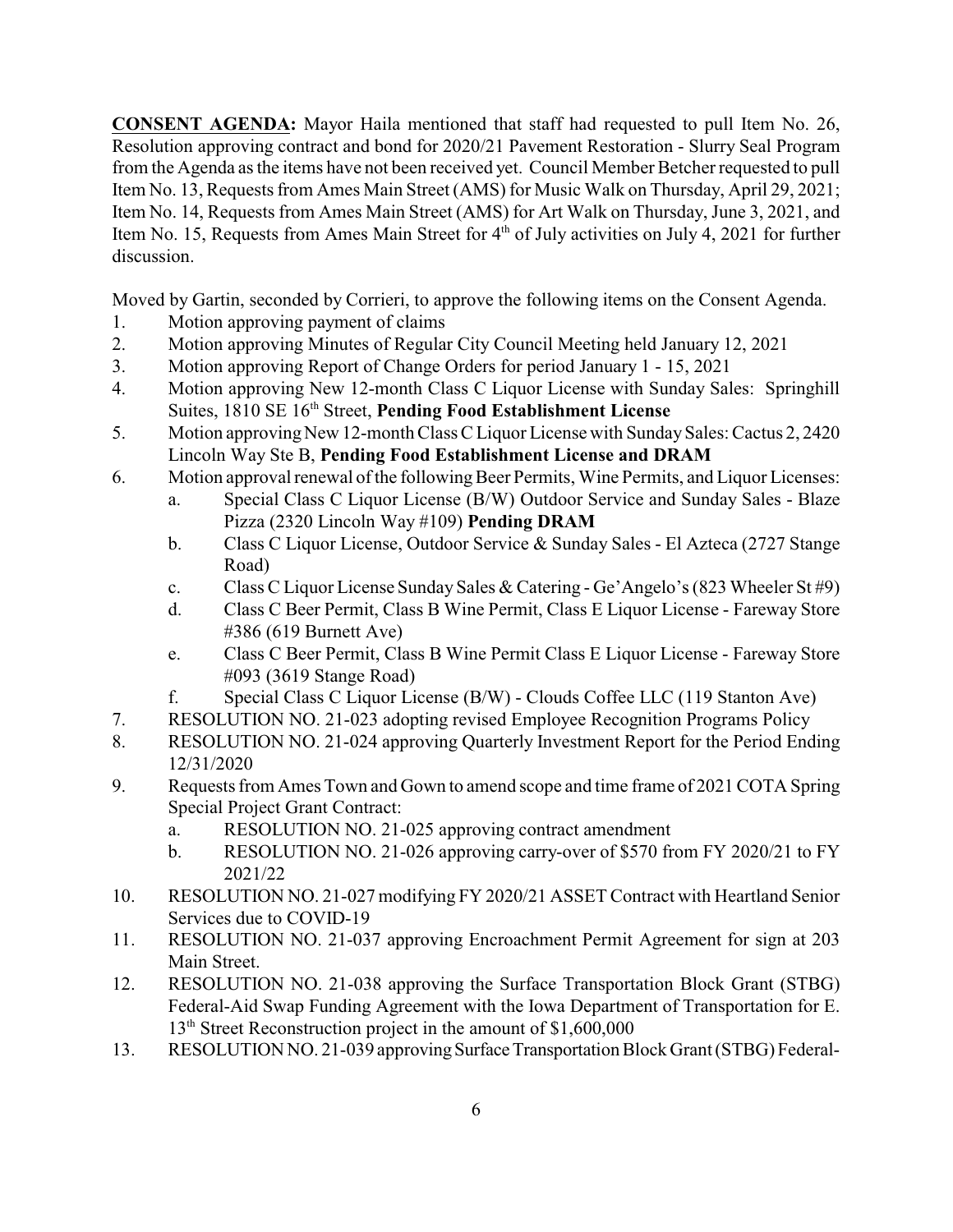**CONSENT AGENDA:** Mayor Haila mentioned that staff had requested to pull Item No. 26, Resolution approving contract and bond for 2020/21 Pavement Restoration - Slurry Seal Program from the Agenda as the items have not been received yet. Council Member Betcher requested to pull Item No. 13, Requests from Ames Main Street (AMS) for Music Walk on Thursday, April 29, 2021; Item No. 14, Requests from Ames Main Street (AMS) for Art Walk on Thursday, June 3, 2021, and Item No. 15, Requests from Ames Main Street for 4th of July activities on July 4, 2021 for further discussion.

Moved by Gartin, seconded by Corrieri, to approve the following items on the Consent Agenda.

1. Motion approving payment of claims
2. Motion approving Minutes of Regular City Council Meeting held January 12, 2021
3. Motion approving Report of Change Orders for period January 1 - 15, 2021
4. Motion approving New 12-month Class C Liquor License with Sunday Sales: Springhill Suites, 1810 SE 16th Street, **Pending Food Establishment License**
5. Motion approving New 12-month Class C Liquor License with Sunday Sales: Cactus 2, 2420 Lincoln Way Ste B, **Pending Food Establishment License and DRAM**
6. Motion approval renewal of the following Beer Permits, Wine Permits, and Liquor Licenses:
   a. Special Class C Liquor License (B/W) Outdoor Service and Sunday Sales - Blaze Pizza (2320 Lincoln Way #109) **Pending DRAM**
   b. Class C Liquor License, Outdoor Service & Sunday Sales - El Azteca (2727 Stange Road)
   c. Class C Liquor License Sunday Sales & Catering - Ge'Angelo's (823 Wheeler St #9)
   d. Class C Beer Permit, Class B Wine Permit, Class E Liquor License - Fareway Store #386 (619 Burnett Ave)
   e. Class C Beer Permit, Class B Wine Permit Class E Liquor License - Fareway Store #093 (3619 Stange Road)
   f. Special Class C Liquor License (B/W) - Clouds Coffee LLC (119 Stanton Ave)
7. RESOLUTION NO. 21-023 adopting revised Employee Recognition Programs Policy
8. RESOLUTION NO. 21-024 approving Quarterly Investment Report for the Period Ending 12/31/2020
9. Requests from Ames Town and Gown to amend scope and time frame of 2021 COTA Spring Special Project Grant Contract:
   a. RESOLUTION NO. 21-025 approving contract amendment
   b. RESOLUTION NO. 21-026 approving carry-over of $570 from FY 2020/21 to FY 2021/22
10. RESOLUTION NO. 21-027 modifying FY 2020/21 ASSET Contract with Heartland Senior Services due to COVID-19
11. RESOLUTION NO. 21-037 approving Encroachment Permit Agreement for sign at 203 Main Street.
12. RESOLUTION NO. 21-038 approving the Surface Transportation Block Grant (STBG) Federal-Aid Swap Funding Agreement with the Iowa Department of Transportation for E. 13th Street Reconstruction project in the amount of $1,600,000
13. RESOLUTION NO. 21-039 approving Surface Transportation Block Grant (STBG) Federal-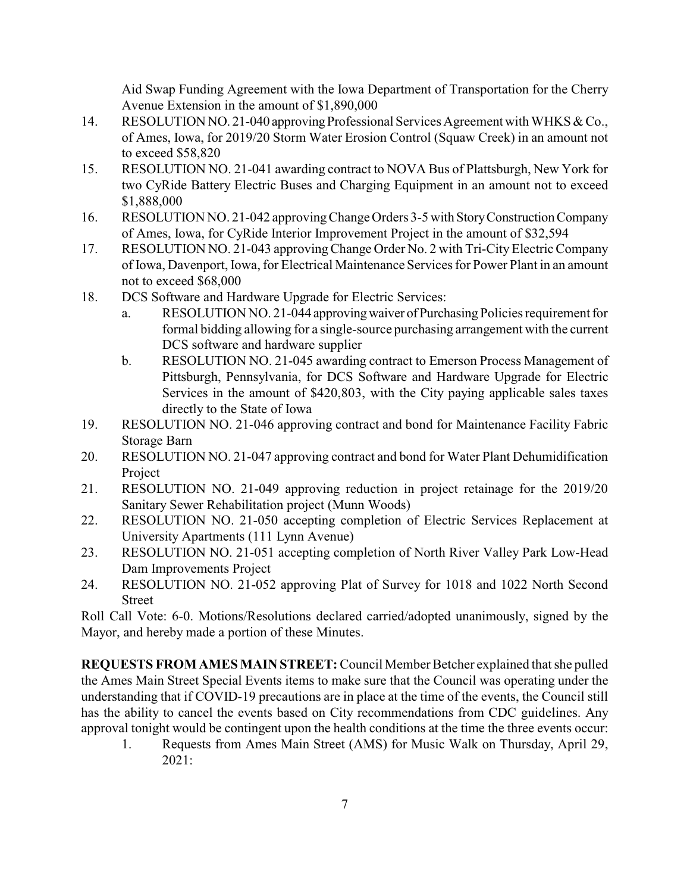Aid Swap Funding Agreement with the Iowa Department of Transportation for the Cherry Avenue Extension in the amount of $1,890,000

14. RESOLUTION NO. 21-040 approving Professional Services Agreement with WHKS & Co., of Ames, Iowa, for 2019/20 Storm Water Erosion Control (Squaw Creek) in an amount not to exceed $58,820
15. RESOLUTION NO. 21-041 awarding contract to NOVA Bus of Plattsburgh, New York for two CyRide Battery Electric Buses and Charging Equipment in an amount not to exceed $1,888,000
16. RESOLUTION NO. 21-042 approving Change Orders 3-5 with Story Construction Company of Ames, Iowa, for CyRide Interior Improvement Project in the amount of $32,594
17. RESOLUTION NO. 21-043 approving Change Order No. 2 with Tri-City Electric Company of Iowa, Davenport, Iowa, for Electrical Maintenance Services for Power Plant in an amount not to exceed $68,000
18. DCS Software and Hardware Upgrade for Electric Services:
    a. RESOLUTION NO. 21-044 approving waiver of Purchasing Policies requirement for formal bidding allowing for a single-source purchasing arrangement with the current DCS software and hardware supplier
    b. RESOLUTION NO. 21-045 awarding contract to Emerson Process Management of Pittsburgh, Pennsylvania, for DCS Software and Hardware Upgrade for Electric Services in the amount of $420,803, with the City paying applicable sales taxes directly to the State of Iowa
19. RESOLUTION NO. 21-046 approving contract and bond for Maintenance Facility Fabric Storage Barn
20. RESOLUTION NO. 21-047 approving contract and bond for Water Plant Dehumidification Project
21. RESOLUTION NO. 21-049 approving reduction in project retainage for the 2019/20 Sanitary Sewer Rehabilitation project (Munn Woods)
22. RESOLUTION NO. 21-050 accepting completion of Electric Services Replacement at University Apartments (111 Lynn Avenue)
23. RESOLUTION NO. 21-051 accepting completion of North River Valley Park Low-Head Dam Improvements Project
24. RESOLUTION NO. 21-052 approving Plat of Survey for 1018 and 1022 North Second Street

Roll Call Vote: 6-0. Motions/Resolutions declared carried/adopted unanimously, signed by the Mayor, and hereby made a portion of these Minutes.

**REQUESTS FROM AMES MAIN STREET:** Council Member Betcher explained that she pulled the Ames Main Street Special Events items to make sure that the Council was operating under the understanding that if COVID-19 precautions are in place at the time of the events, the Council still has the ability to cancel the events based on City recommendations from CDC guidelines. Any approval tonight would be contingent upon the health conditions at the time the three events occur:

1. Requests from Ames Main Street (AMS) for Music Walk on Thursday, April 29, 2021: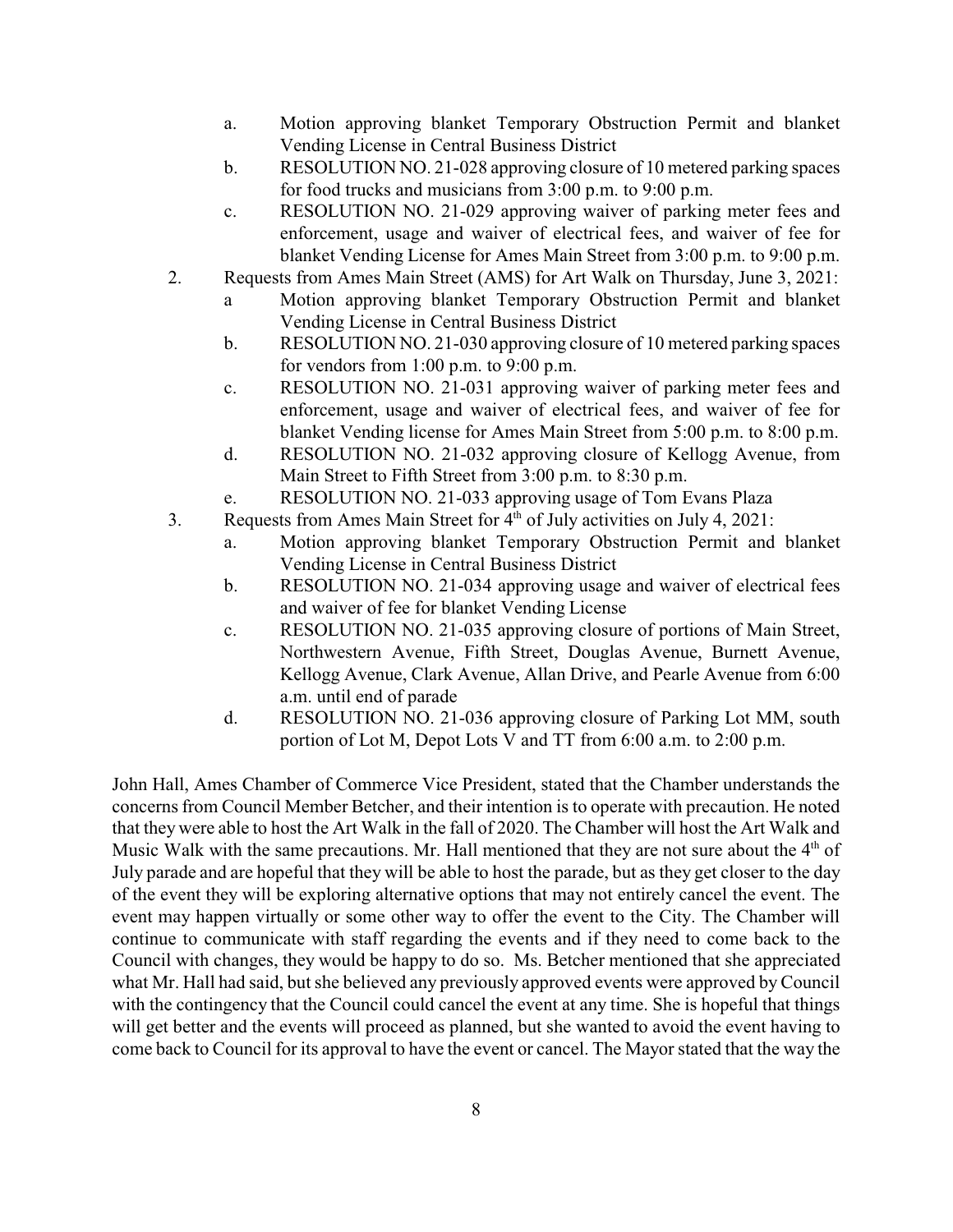a. Motion approving blanket Temporary Obstruction Permit and blanket Vending License in Central Business District
   b. RESOLUTION NO. 21-028 approving closure of 10 metered parking spaces for food trucks and musicians from 3:00 p.m. to 9:00 p.m.
   c. RESOLUTION NO. 21-029 approving waiver of parking meter fees and enforcement, usage and waiver of electrical fees, and waiver of fee for blanket Vending License for Ames Main Street from 3:00 p.m. to 9:00 p.m.
2. Requests from Ames Main Street (AMS) for Art Walk on Thursday, June 3, 2021:
   a Motion approving blanket Temporary Obstruction Permit and blanket Vending License in Central Business District
   b. RESOLUTION NO. 21-030 approving closure of 10 metered parking spaces for vendors from 1:00 p.m. to 9:00 p.m.
   c. RESOLUTION NO. 21-031 approving waiver of parking meter fees and enforcement, usage and waiver of electrical fees, and waiver of fee for blanket Vending license for Ames Main Street from 5:00 p.m. to 8:00 p.m.
   d. RESOLUTION NO. 21-032 approving closure of Kellogg Avenue, from Main Street to Fifth Street from 3:00 p.m. to 8:30 p.m.
   e. RESOLUTION NO. 21-033 approving usage of Tom Evans Plaza
3. Requests from Ames Main Street for 4th of July activities on July 4, 2021:
   a. Motion approving blanket Temporary Obstruction Permit and blanket Vending License in Central Business District
   b. RESOLUTION NO. 21-034 approving usage and waiver of electrical fees and waiver of fee for blanket Vending License
   c. RESOLUTION NO. 21-035 approving closure of portions of Main Street, Northwestern Avenue, Fifth Street, Douglas Avenue, Burnett Avenue, Kellogg Avenue, Clark Avenue, Allan Drive, and Pearle Avenue from 6:00 a.m. until end of parade
   d. RESOLUTION NO. 21-036 approving closure of Parking Lot MM, south portion of Lot M, Depot Lots V and TT from 6:00 a.m. to 2:00 p.m.

John Hall, Ames Chamber of Commerce Vice President, stated that the Chamber understands the concerns from Council Member Betcher, and their intention is to operate with precaution. He noted that they were able to host the Art Walk in the fall of 2020. The Chamber will host the Art Walk and Music Walk with the same precautions. Mr. Hall mentioned that they are not sure about the 4th of July parade and are hopeful that they will be able to host the parade, but as they get closer to the day of the event they will be exploring alternative options that may not entirely cancel the event. The event may happen virtually or some other way to offer the event to the City. The Chamber will continue to communicate with staff regarding the events and if they need to come back to the Council with changes, they would be happy to do so. Ms. Betcher mentioned that she appreciated what Mr. Hall had said, but she believed any previously approved events were approved by Council with the contingency that the Council could cancel the event at any time. She is hopeful that things will get better and the events will proceed as planned, but she wanted to avoid the event having to come back to Council for its approval to have the event or cancel. The Mayor stated that the way the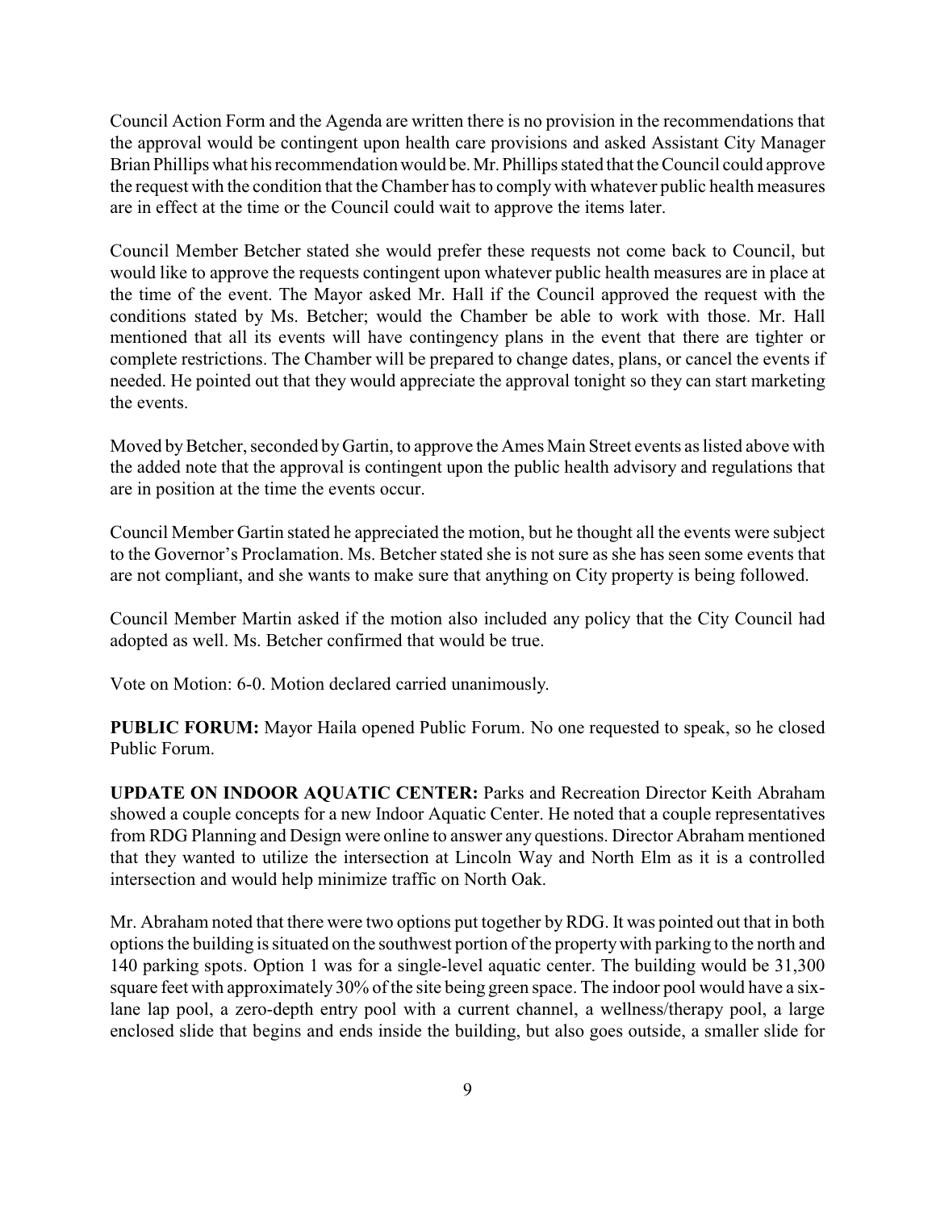Council Action Form and the Agenda are written there is no provision in the recommendations that the approval would be contingent upon health care provisions and asked Assistant City Manager Brian Phillips what his recommendation would be. Mr. Phillips stated that the Council could approve the request with the condition that the Chamber has to comply with whatever public health measures are in effect at the time or the Council could wait to approve the items later.

Council Member Betcher stated she would prefer these requests not come back to Council, but would like to approve the requests contingent upon whatever public health measures are in place at the time of the event. The Mayor asked Mr. Hall if the Council approved the request with the conditions stated by Ms. Betcher; would the Chamber be able to work with those. Mr. Hall mentioned that all its events will have contingency plans in the event that there are tighter or complete restrictions. The Chamber will be prepared to change dates, plans, or cancel the events if needed. He pointed out that they would appreciate the approval tonight so they can start marketing the events.

Moved by Betcher, seconded by Gartin, to approve the Ames Main Street events as listed above with the added note that the approval is contingent upon the public health advisory and regulations that are in position at the time the events occur.

Council Member Gartin stated he appreciated the motion, but he thought all the events were subject to the Governor's Proclamation. Ms. Betcher stated she is not sure as she has seen some events that are not compliant, and she wants to make sure that anything on City property is being followed.

Council Member Martin asked if the motion also included any policy that the City Council had adopted as well. Ms. Betcher confirmed that would be true.

Vote on Motion: 6-0. Motion declared carried unanimously.

**PUBLIC FORUM:** Mayor Haila opened Public Forum. No one requested to speak, so he closed Public Forum.

**UPDATE ON INDOOR AQUATIC CENTER:** Parks and Recreation Director Keith Abraham showed a couple concepts for a new Indoor Aquatic Center. He noted that a couple representatives from RDG Planning and Design were online to answer any questions. Director Abraham mentioned that they wanted to utilize the intersection at Lincoln Way and North Elm as it is a controlled intersection and would help minimize traffic on North Oak.

Mr. Abraham noted that there were two options put together by RDG. It was pointed out that in both options the building is situated on the southwest portion of the property with parking to the north and 140 parking spots. Option 1 was for a single-level aquatic center. The building would be 31,300 square feet with approximately 30% of the site being green space. The indoor pool would have a six-lane lap pool, a zero-depth entry pool with a current channel, a wellness/therapy pool, a large enclosed slide that begins and ends inside the building, but also goes outside, a smaller slide for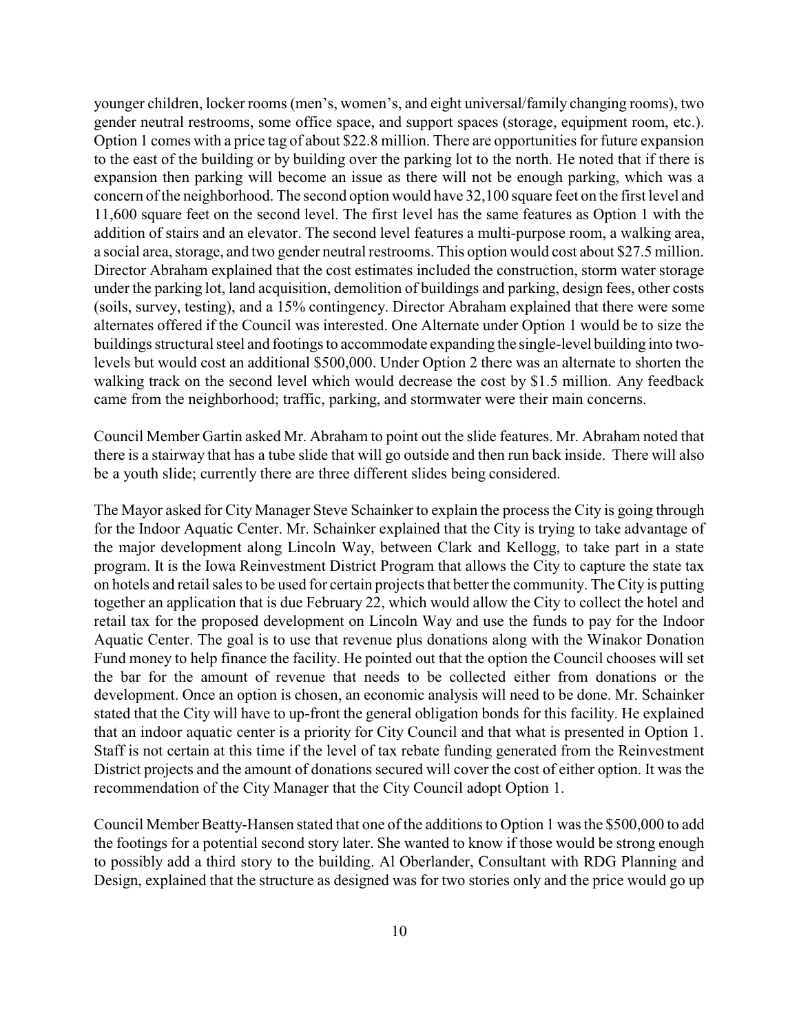younger children, locker rooms (men's, women's, and eight universal/family changing rooms), two gender neutral restrooms, some office space, and support spaces (storage, equipment room, etc.). Option 1 comes with a price tag of about $22.8 million. There are opportunities for future expansion to the east of the building or by building over the parking lot to the north. He noted that if there is expansion then parking will become an issue as there will not be enough parking, which was a concern of the neighborhood. The second option would have 32,100 square feet on the first level and 11,600 square feet on the second level. The first level has the same features as Option 1 with the addition of stairs and an elevator. The second level features a multi-purpose room, a walking area, a social area, storage, and two gender neutral restrooms. This option would cost about $27.5 million. Director Abraham explained that the cost estimates included the construction, storm water storage under the parking lot, land acquisition, demolition of buildings and parking, design fees, other costs (soils, survey, testing), and a 15% contingency. Director Abraham explained that there were some alternates offered if the Council was interested. One Alternate under Option 1 would be to size the buildings structural steel and footings to accommodate expanding the single-level building into two-levels but would cost an additional $500,000. Under Option 2 there was an alternate to shorten the walking track on the second level which would decrease the cost by $1.5 million. Any feedback came from the neighborhood; traffic, parking, and stormwater were their main concerns.

Council Member Gartin asked Mr. Abraham to point out the slide features. Mr. Abraham noted that there is a stairway that has a tube slide that will go outside and then run back inside. There will also be a youth slide; currently there are three different slides being considered.

The Mayor asked for City Manager Steve Schainker to explain the process the City is going through for the Indoor Aquatic Center. Mr. Schainker explained that the City is trying to take advantage of the major development along Lincoln Way, between Clark and Kellogg, to take part in a state program. It is the Iowa Reinvestment District Program that allows the City to capture the state tax on hotels and retail sales to be used for certain projects that better the community. The City is putting together an application that is due February 22, which would allow the City to collect the hotel and retail tax for the proposed development on Lincoln Way and use the funds to pay for the Indoor Aquatic Center. The goal is to use that revenue plus donations along with the Winakor Donation Fund money to help finance the facility. He pointed out that the option the Council chooses will set the bar for the amount of revenue that needs to be collected either from donations or the development. Once an option is chosen, an economic analysis will need to be done. Mr. Schainker stated that the City will have to up-front the general obligation bonds for this facility. He explained that an indoor aquatic center is a priority for City Council and that what is presented in Option 1. Staff is not certain at this time if the level of tax rebate funding generated from the Reinvestment District projects and the amount of donations secured will cover the cost of either option. It was the recommendation of the City Manager that the City Council adopt Option 1.

Council Member Beatty-Hansen stated that one of the additions to Option 1 was the $500,000 to add the footings for a potential second story later. She wanted to know if those would be strong enough to possibly add a third story to the building. Al Oberlander, Consultant with RDG Planning and Design, explained that the structure as designed was for two stories only and the price would go up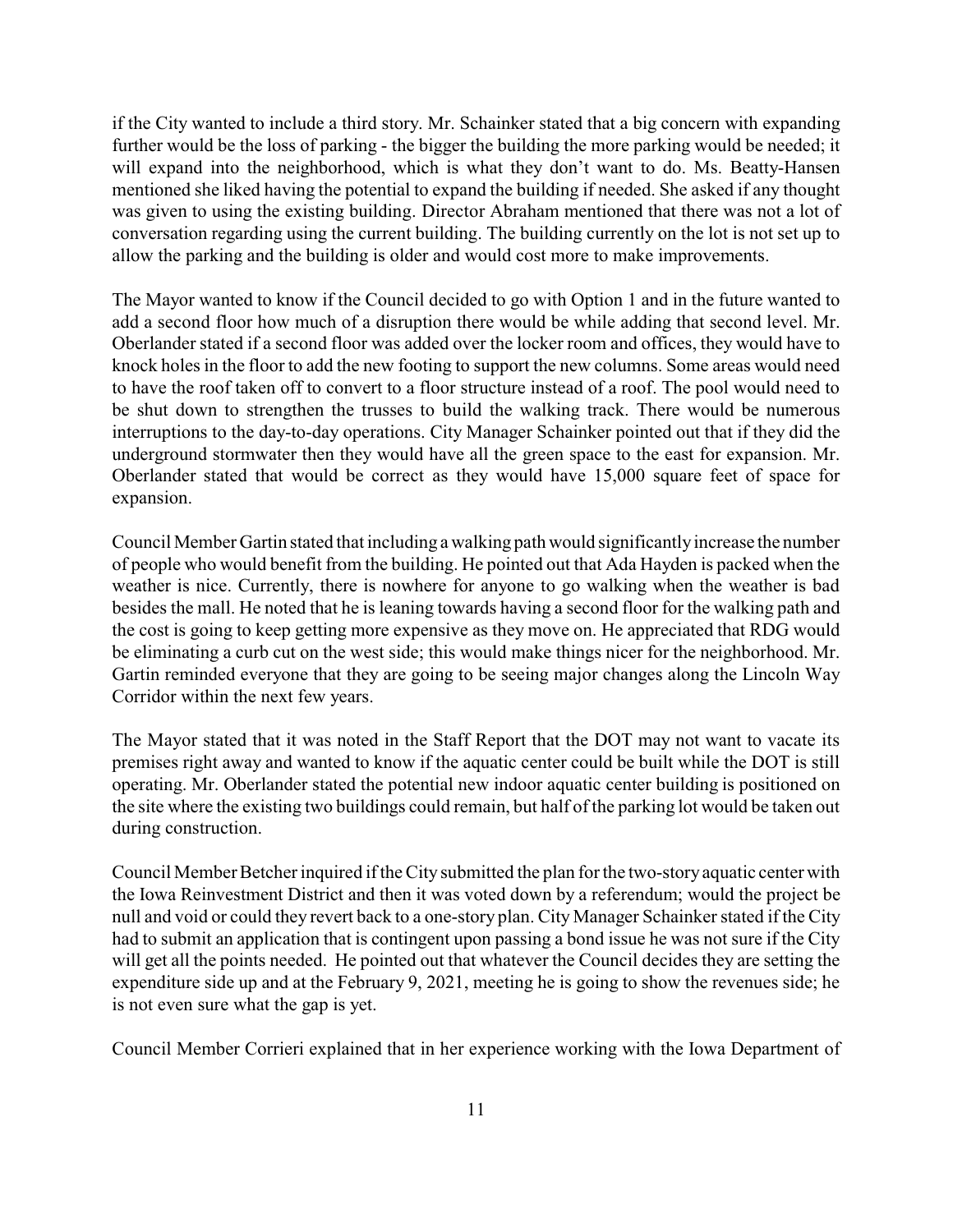if the City wanted to include a third story. Mr. Schainker stated that a big concern with expanding further would be the loss of parking - the bigger the building the more parking would be needed; it will expand into the neighborhood, which is what they don't want to do. Ms. Beatty-Hansen mentioned she liked having the potential to expand the building if needed. She asked if any thought was given to using the existing building. Director Abraham mentioned that there was not a lot of conversation regarding using the current building. The building currently on the lot is not set up to allow the parking and the building is older and would cost more to make improvements.

The Mayor wanted to know if the Council decided to go with Option 1 and in the future wanted to add a second floor how much of a disruption there would be while adding that second level. Mr. Oberlander stated if a second floor was added over the locker room and offices, they would have to knock holes in the floor to add the new footing to support the new columns. Some areas would need to have the roof taken off to convert to a floor structure instead of a roof. The pool would need to be shut down to strengthen the trusses to build the walking track. There would be numerous interruptions to the day-to-day operations. City Manager Schainker pointed out that if they did the underground stormwater then they would have all the green space to the east for expansion. Mr. Oberlander stated that would be correct as they would have 15,000 square feet of space for expansion.

Council Member Gartin stated that including a walking path would significantly increase the number of people who would benefit from the building. He pointed out that Ada Hayden is packed when the weather is nice. Currently, there is nowhere for anyone to go walking when the weather is bad besides the mall. He noted that he is leaning towards having a second floor for the walking path and the cost is going to keep getting more expensive as they move on. He appreciated that RDG would be eliminating a curb cut on the west side; this would make things nicer for the neighborhood. Mr. Gartin reminded everyone that they are going to be seeing major changes along the Lincoln Way Corridor within the next few years.

The Mayor stated that it was noted in the Staff Report that the DOT may not want to vacate its premises right away and wanted to know if the aquatic center could be built while the DOT is still operating. Mr. Oberlander stated the potential new indoor aquatic center building is positioned on the site where the existing two buildings could remain, but half of the parking lot would be taken out during construction.

Council Member Betcher inquired if the City submitted the plan for the two-story aquatic center with the Iowa Reinvestment District and then it was voted down by a referendum; would the project be null and void or could they revert back to a one-story plan. City Manager Schainker stated if the City had to submit an application that is contingent upon passing a bond issue he was not sure if the City will get all the points needed. He pointed out that whatever the Council decides they are setting the expenditure side up and at the February 9, 2021, meeting he is going to show the revenues side; he is not even sure what the gap is yet.

Council Member Corrieri explained that in her experience working with the Iowa Department of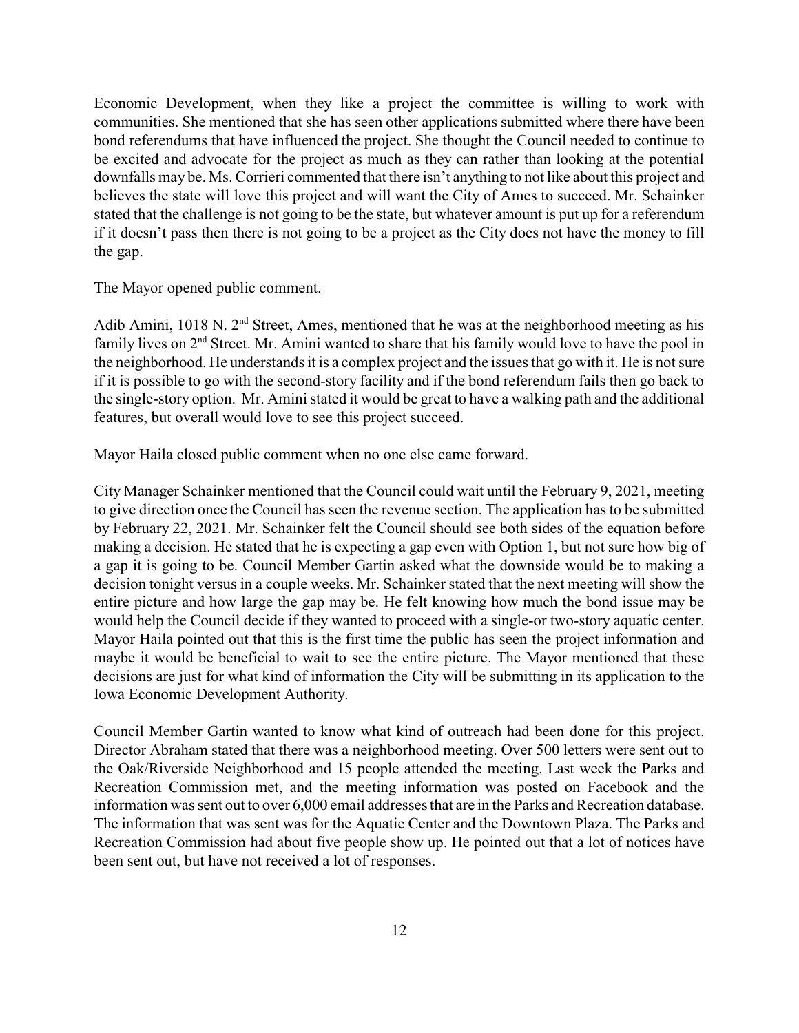Economic Development, when they like a project the committee is willing to work with communities. She mentioned that she has seen other applications submitted where there have been bond referendums that have influenced the project. She thought the Council needed to continue to be excited and advocate for the project as much as they can rather than looking at the potential downfalls may be. Ms. Corrieri commented that there isn't anything to not like about this project and believes the state will love this project and will want the City of Ames to succeed. Mr. Schainker stated that the challenge is not going to be the state, but whatever amount is put up for a referendum if it doesn't pass then there is not going to be a project as the City does not have the money to fill the gap.

The Mayor opened public comment.

Adib Amini, 1018 N. 2nd Street, Ames, mentioned that he was at the neighborhood meeting as his family lives on 2nd Street. Mr. Amini wanted to share that his family would love to have the pool in the neighborhood. He understands it is a complex project and the issues that go with it. He is not sure if it is possible to go with the second-story facility and if the bond referendum fails then go back to the single-story option. Mr. Amini stated it would be great to have a walking path and the additional features, but overall would love to see this project succeed.

Mayor Haila closed public comment when no one else came forward.

City Manager Schainker mentioned that the Council could wait until the February 9, 2021, meeting to give direction once the Council has seen the revenue section. The application has to be submitted by February 22, 2021. Mr. Schainker felt the Council should see both sides of the equation before making a decision. He stated that he is expecting a gap even with Option 1, but not sure how big of a gap it is going to be. Council Member Gartin asked what the downside would be to making a decision tonight versus in a couple weeks. Mr. Schainker stated that the next meeting will show the entire picture and how large the gap may be. He felt knowing how much the bond issue may be would help the Council decide if they wanted to proceed with a single-or two-story aquatic center. Mayor Haila pointed out that this is the first time the public has seen the project information and maybe it would be beneficial to wait to see the entire picture. The Mayor mentioned that these decisions are just for what kind of information the City will be submitting in its application to the Iowa Economic Development Authority.

Council Member Gartin wanted to know what kind of outreach had been done for this project. Director Abraham stated that there was a neighborhood meeting. Over 500 letters were sent out to the Oak/Riverside Neighborhood and 15 people attended the meeting. Last week the Parks and Recreation Commission met, and the meeting information was posted on Facebook and the information was sent out to over 6,000 email addresses that are in the Parks and Recreation database. The information that was sent was for the Aquatic Center and the Downtown Plaza. The Parks and Recreation Commission had about five people show up. He pointed out that a lot of notices have been sent out, but have not received a lot of responses.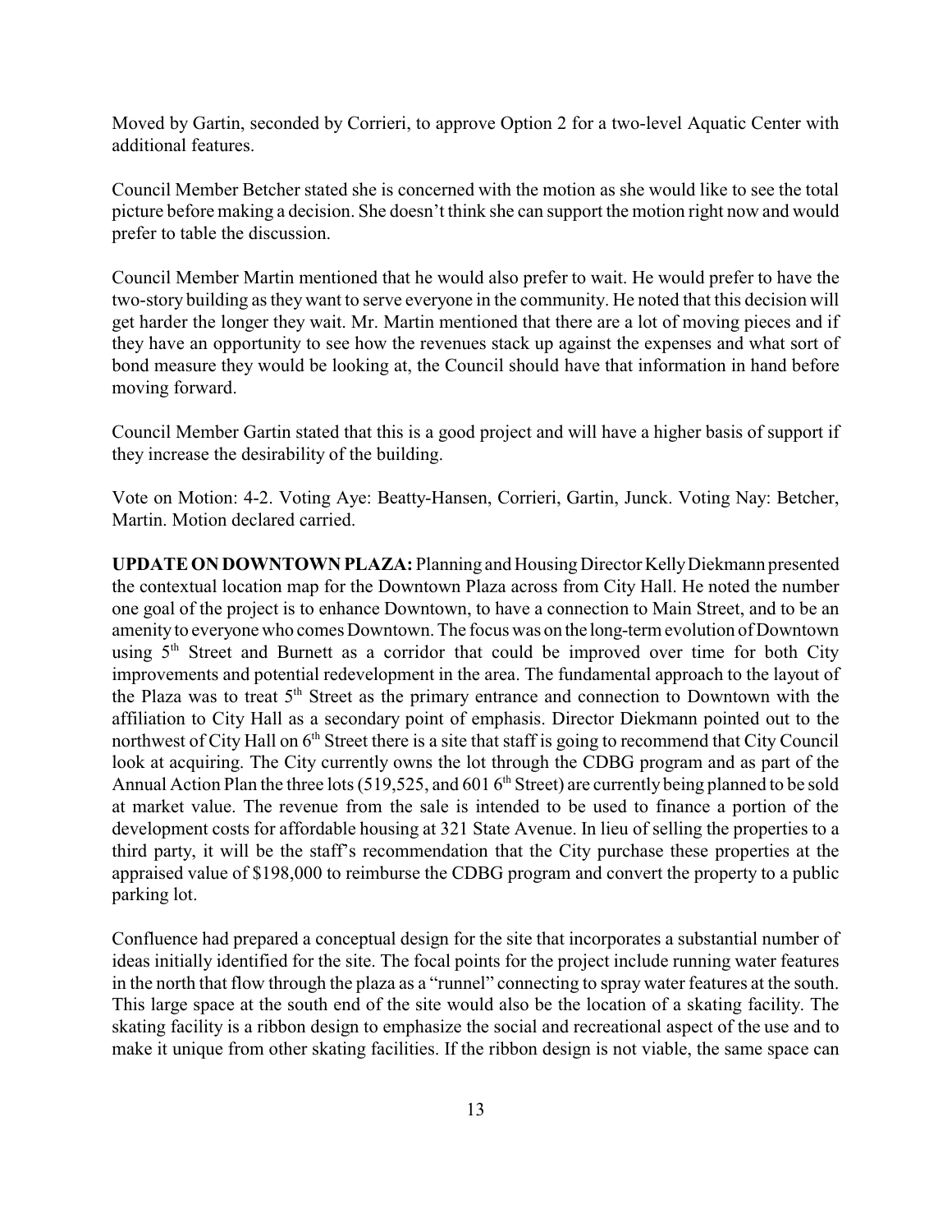Moved by Gartin, seconded by Corrieri, to approve Option 2 for a two-level Aquatic Center with additional features.

Council Member Betcher stated she is concerned with the motion as she would like to see the total picture before making a decision. She doesn't think she can support the motion right now and would prefer to table the discussion.

Council Member Martin mentioned that he would also prefer to wait. He would prefer to have the two-story building as they want to serve everyone in the community. He noted that this decision will get harder the longer they wait. Mr. Martin mentioned that there are a lot of moving pieces and if they have an opportunity to see how the revenues stack up against the expenses and what sort of bond measure they would be looking at, the Council should have that information in hand before moving forward.

Council Member Gartin stated that this is a good project and will have a higher basis of support if they increase the desirability of the building.

Vote on Motion: 4-2. Voting Aye: Beatty-Hansen, Corrieri, Gartin, Junck. Voting Nay: Betcher, Martin. Motion declared carried.

**UPDATE ON DOWNTOWN PLAZA:** Planning and Housing Director Kelly Diekmann presented the contextual location map for the Downtown Plaza across from City Hall. He noted the number one goal of the project is to enhance Downtown, to have a connection to Main Street, and to be an amenity to everyone who comes Downtown. The focus was on the long-term evolution of Downtown using 5th Street and Burnett as a corridor that could be improved over time for both City improvements and potential redevelopment in the area. The fundamental approach to the layout of the Plaza was to treat 5th Street as the primary entrance and connection to Downtown with the affiliation to City Hall as a secondary point of emphasis. Director Diekmann pointed out to the northwest of City Hall on 6th Street there is a site that staff is going to recommend that City Council look at acquiring. The City currently owns the lot through the CDBG program and as part of the Annual Action Plan the three lots (519,525, and 601 6th Street) are currently being planned to be sold at market value. The revenue from the sale is intended to be used to finance a portion of the development costs for affordable housing at 321 State Avenue. In lieu of selling the properties to a third party, it will be the staff's recommendation that the City purchase these properties at the appraised value of $198,000 to reimburse the CDBG program and convert the property to a public parking lot.

Confluence had prepared a conceptual design for the site that incorporates a substantial number of ideas initially identified for the site. The focal points for the project include running water features in the north that flow through the plaza as a "runnel" connecting to spray water features at the south. This large space at the south end of the site would also be the location of a skating facility. The skating facility is a ribbon design to emphasize the social and recreational aspect of the use and to make it unique from other skating facilities. If the ribbon design is not viable, the same space can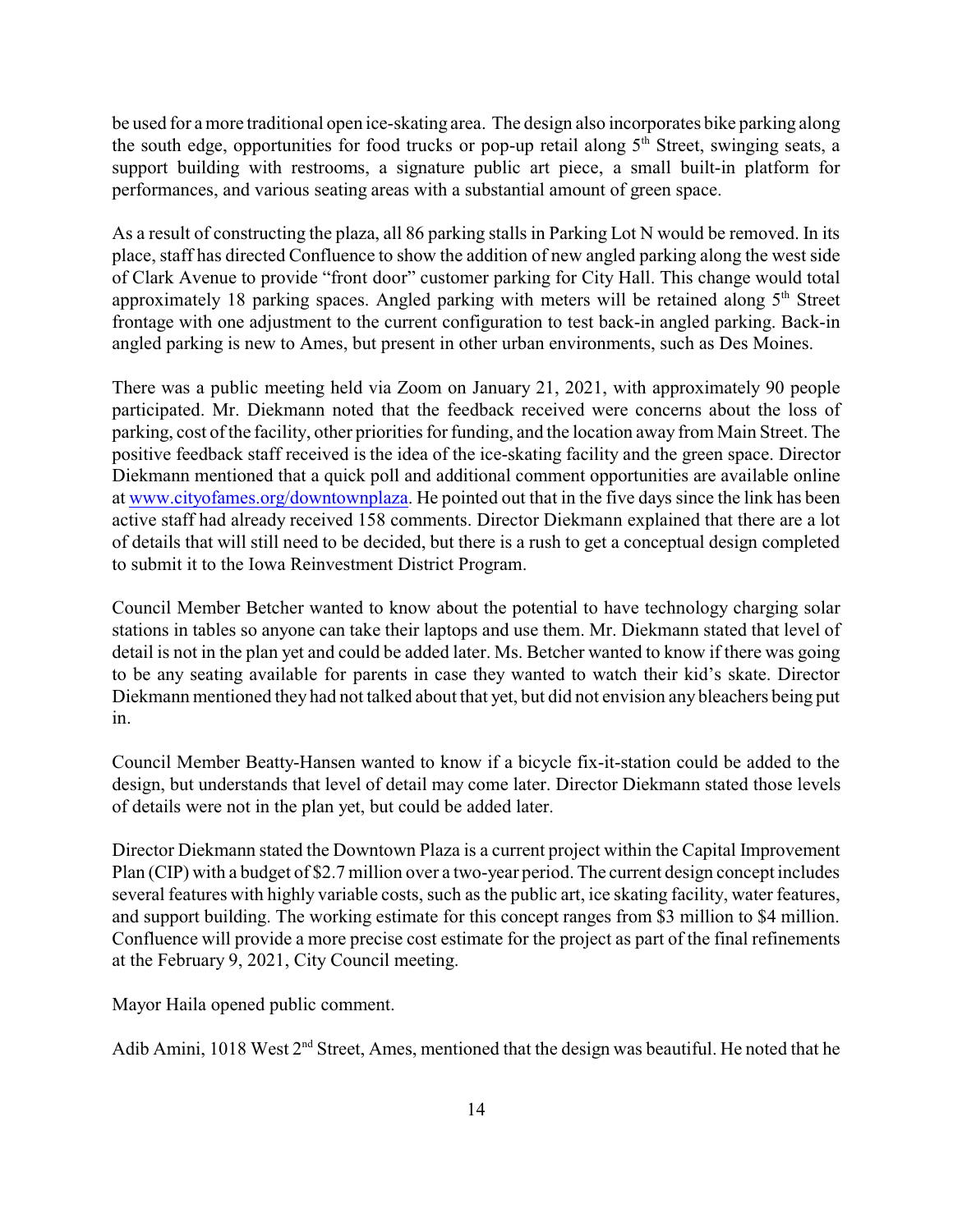be used for a more traditional open ice-skating area. The design also incorporates bike parking along the south edge, opportunities for food trucks or pop-up retail along 5th Street, swinging seats, a support building with restrooms, a signature public art piece, a small built-in platform for performances, and various seating areas with a substantial amount of green space.

As a result of constructing the plaza, all 86 parking stalls in Parking Lot N would be removed. In its place, staff has directed Confluence to show the addition of new angled parking along the west side of Clark Avenue to provide "front door" customer parking for City Hall. This change would total approximately 18 parking spaces. Angled parking with meters will be retained along 5th Street frontage with one adjustment to the current configuration to test back-in angled parking. Back-in angled parking is new to Ames, but present in other urban environments, such as Des Moines.

There was a public meeting held via Zoom on January 21, 2021, with approximately 90 people participated. Mr. Diekmann noted that the feedback received were concerns about the loss of parking, cost of the facility, other priorities for funding, and the location away from Main Street. The positive feedback staff received is the idea of the ice-skating facility and the green space. Director Diekmann mentioned that a quick poll and additional comment opportunities are available online at www.cityofames.org/downtownplaza. He pointed out that in the five days since the link has been active staff had already received 158 comments. Director Diekmann explained that there are a lot of details that will still need to be decided, but there is a rush to get a conceptual design completed to submit it to the Iowa Reinvestment District Program.

Council Member Betcher wanted to know about the potential to have technology charging solar stations in tables so anyone can take their laptops and use them. Mr. Diekmann stated that level of detail is not in the plan yet and could be added later. Ms. Betcher wanted to know if there was going to be any seating available for parents in case they wanted to watch their kid's skate. Director Diekmann mentioned they had not talked about that yet, but did not envision any bleachers being put in.

Council Member Beatty-Hansen wanted to know if a bicycle fix-it-station could be added to the design, but understands that level of detail may come later. Director Diekmann stated those levels of details were not in the plan yet, but could be added later.

Director Diekmann stated the Downtown Plaza is a current project within the Capital Improvement Plan (CIP) with a budget of $2.7 million over a two-year period. The current design concept includes several features with highly variable costs, such as the public art, ice skating facility, water features, and support building. The working estimate for this concept ranges from $3 million to $4 million. Confluence will provide a more precise cost estimate for the project as part of the final refinements at the February 9, 2021, City Council meeting.

Mayor Haila opened public comment.

Adib Amini, 1018 West 2nd Street, Ames, mentioned that the design was beautiful. He noted that he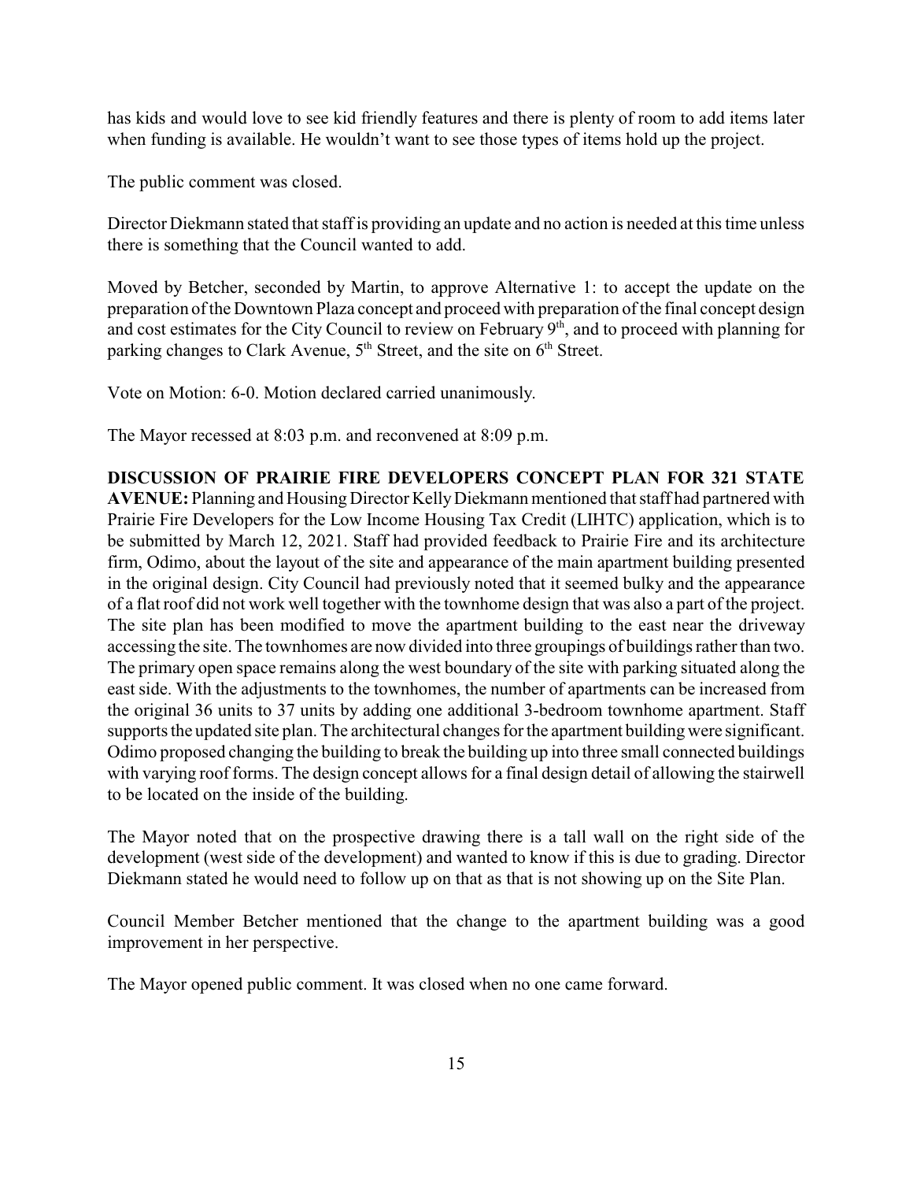has kids and would love to see kid friendly features and there is plenty of room to add items later when funding is available. He wouldn't want to see those types of items hold up the project.

The public comment was closed.

Director Diekmann stated that staff is providing an update and no action is needed at this time unless there is something that the Council wanted to add.

Moved by Betcher, seconded by Martin, to approve Alternative 1: to accept the update on the preparation of the Downtown Plaza concept and proceed with preparation of the final concept design and cost estimates for the City Council to review on February 9th, and to proceed with planning for parking changes to Clark Avenue, 5th Street, and the site on 6th Street.

Vote on Motion: 6-0. Motion declared carried unanimously.

The Mayor recessed at 8:03 p.m. and reconvened at 8:09 p.m.

**DISCUSSION OF PRAIRIE FIRE DEVELOPERS CONCEPT PLAN FOR 321 STATE AVENUE:** Planning and Housing Director Kelly Diekmann mentioned that staff had partnered with Prairie Fire Developers for the Low Income Housing Tax Credit (LIHTC) application, which is to be submitted by March 12, 2021. Staff had provided feedback to Prairie Fire and its architecture firm, Odimo, about the layout of the site and appearance of the main apartment building presented in the original design. City Council had previously noted that it seemed bulky and the appearance of a flat roof did not work well together with the townhome design that was also a part of the project. The site plan has been modified to move the apartment building to the east near the driveway accessing the site. The townhomes are now divided into three groupings of buildings rather than two. The primary open space remains along the west boundary of the site with parking situated along the east side. With the adjustments to the townhomes, the number of apartments can be increased from the original 36 units to 37 units by adding one additional 3-bedroom townhome apartment. Staff supports the updated site plan. The architectural changes for the apartment building were significant. Odimo proposed changing the building to break the building up into three small connected buildings with varying roof forms. The design concept allows for a final design detail of allowing the stairwell to be located on the inside of the building.

The Mayor noted that on the prospective drawing there is a tall wall on the right side of the development (west side of the development) and wanted to know if this is due to grading. Director Diekmann stated he would need to follow up on that as that is not showing up on the Site Plan.

Council Member Betcher mentioned that the change to the apartment building was a good improvement in her perspective.

The Mayor opened public comment. It was closed when no one came forward.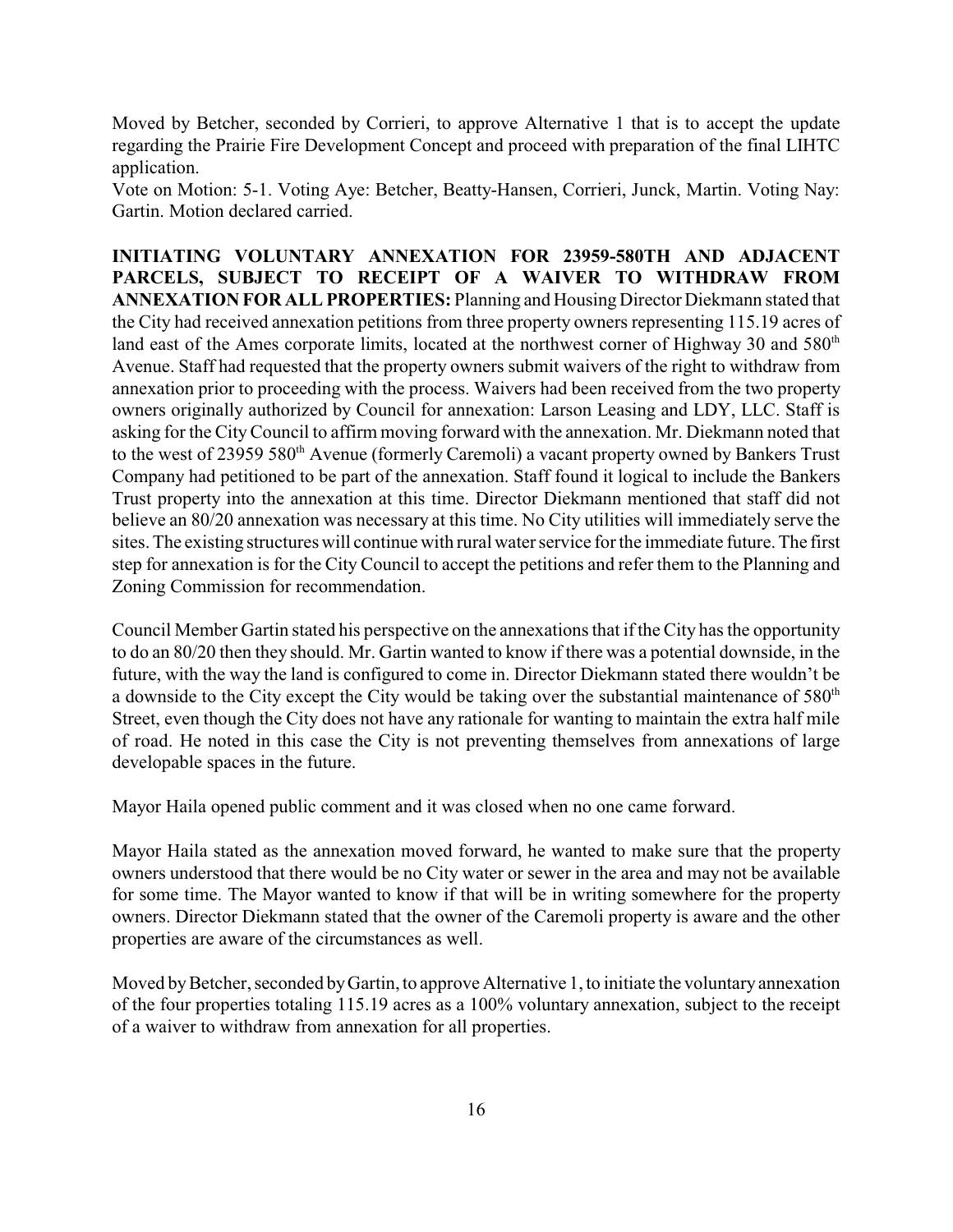Moved by Betcher, seconded by Corrieri, to approve Alternative 1 that is to accept the update regarding the Prairie Fire Development Concept and proceed with preparation of the final LIHTC application.

Vote on Motion: 5-1. Voting Aye: Betcher, Beatty-Hansen, Corrieri, Junck, Martin. Voting Nay: Gartin. Motion declared carried.

**INITIATING VOLUNTARY ANNEXATION FOR 23959-580TH AND ADJACENT PARCELS, SUBJECT TO RECEIPT OF A WAIVER TO WITHDRAW FROM ANNEXATION FOR ALL PROPERTIES:** Planning and Housing Director Diekmann stated that the City had received annexation petitions from three property owners representing 115.19 acres of land east of the Ames corporate limits, located at the northwest corner of Highway 30 and 580th Avenue. Staff had requested that the property owners submit waivers of the right to withdraw from annexation prior to proceeding with the process. Waivers had been received from the two property owners originally authorized by Council for annexation: Larson Leasing and LDY, LLC. Staff is asking for the City Council to affirm moving forward with the annexation. Mr. Diekmann noted that to the west of 23959 580th Avenue (formerly Caremoli) a vacant property owned by Bankers Trust Company had petitioned to be part of the annexation. Staff found it logical to include the Bankers Trust property into the annexation at this time. Director Diekmann mentioned that staff did not believe an 80/20 annexation was necessary at this time. No City utilities will immediately serve the sites. The existing structures will continue with rural water service for the immediate future. The first step for annexation is for the City Council to accept the petitions and refer them to the Planning and Zoning Commission for recommendation.

Council Member Gartin stated his perspective on the annexations that if the City has the opportunity to do an 80/20 then they should. Mr. Gartin wanted to know if there was a potential downside, in the future, with the way the land is configured to come in. Director Diekmann stated there wouldn't be a downside to the City except the City would be taking over the substantial maintenance of 580th Street, even though the City does not have any rationale for wanting to maintain the extra half mile of road. He noted in this case the City is not preventing themselves from annexations of large developable spaces in the future.

Mayor Haila opened public comment and it was closed when no one came forward.

Mayor Haila stated as the annexation moved forward, he wanted to make sure that the property owners understood that there would be no City water or sewer in the area and may not be available for some time. The Mayor wanted to know if that will be in writing somewhere for the property owners. Director Diekmann stated that the owner of the Caremoli property is aware and the other properties are aware of the circumstances as well.

Moved by Betcher, seconded by Gartin, to approve Alternative 1, to initiate the voluntary annexation of the four properties totaling 115.19 acres as a 100% voluntary annexation, subject to the receipt of a waiver to withdraw from annexation for all properties.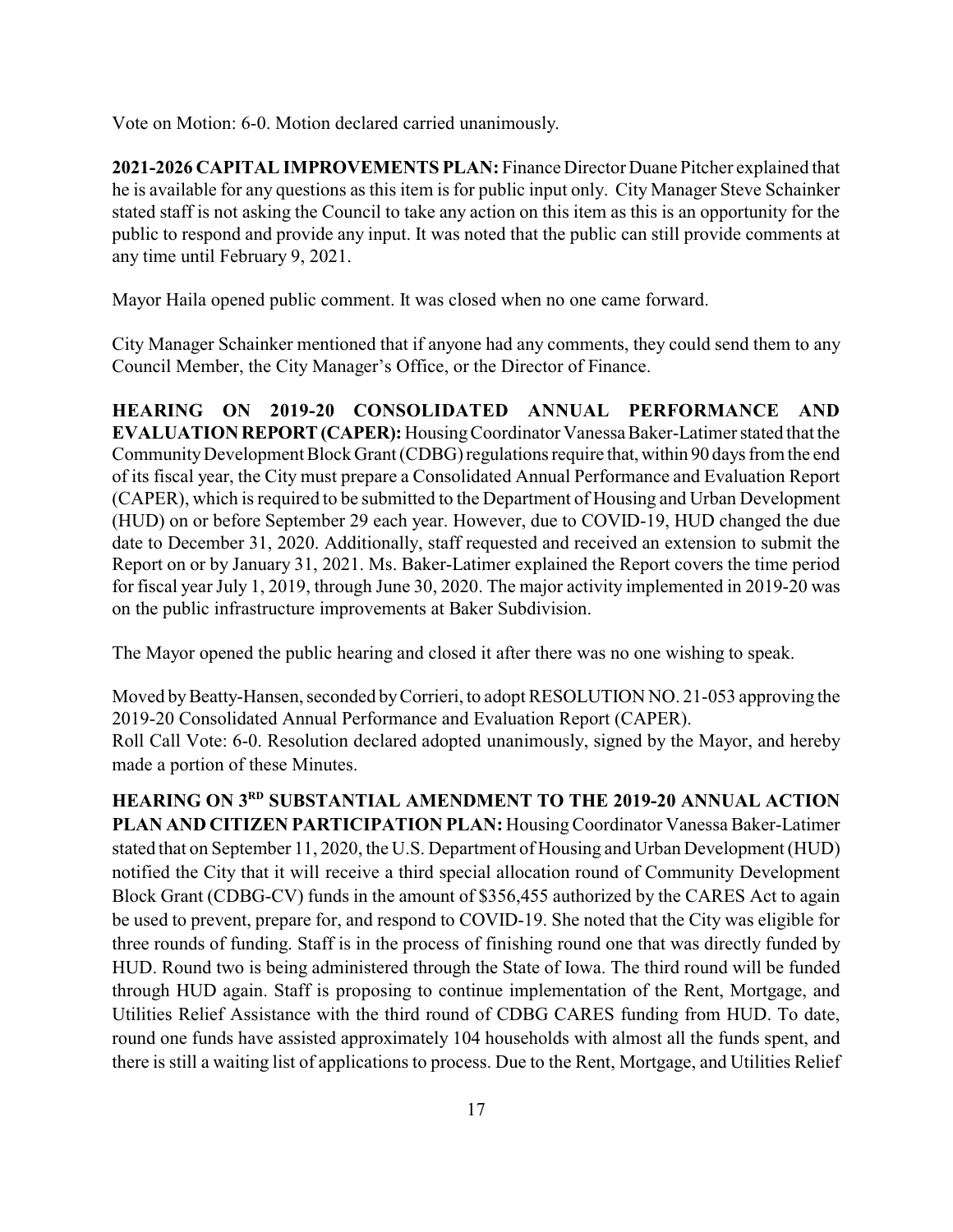Vote on Motion: 6-0. Motion declared carried unanimously.

**2021-2026 CAPITAL IMPROVEMENTS PLAN:** Finance Director Duane Pitcher explained that he is available for any questions as this item is for public input only. City Manager Steve Schainker stated staff is not asking the Council to take any action on this item as this is an opportunity for the public to respond and provide any input. It was noted that the public can still provide comments at any time until February 9, 2021.

Mayor Haila opened public comment. It was closed when no one came forward.

City Manager Schainker mentioned that if anyone had any comments, they could send them to any Council Member, the City Manager's Office, or the Director of Finance.

**HEARING ON 2019-20 CONSOLIDATED ANNUAL PERFORMANCE AND EVALUATION REPORT (CAPER):** Housing Coordinator Vanessa Baker-Latimer stated that the Community Development Block Grant (CDBG) regulations require that, within 90 days from the end of its fiscal year, the City must prepare a Consolidated Annual Performance and Evaluation Report (CAPER), which is required to be submitted to the Department of Housing and Urban Development (HUD) on or before September 29 each year. However, due to COVID-19, HUD changed the due date to December 31, 2020. Additionally, staff requested and received an extension to submit the Report on or by January 31, 2021. Ms. Baker-Latimer explained the Report covers the time period for fiscal year July 1, 2019, through June 30, 2020. The major activity implemented in 2019-20 was on the public infrastructure improvements at Baker Subdivision.

The Mayor opened the public hearing and closed it after there was no one wishing to speak.

Moved by Beatty-Hansen, seconded by Corrieri, to adopt RESOLUTION NO. 21-053 approving the 2019-20 Consolidated Annual Performance and Evaluation Report (CAPER).
Roll Call Vote: 6-0. Resolution declared adopted unanimously, signed by the Mayor, and hereby made a portion of these Minutes.

**HEARING ON 3RD SUBSTANTIAL AMENDMENT TO THE 2019-20 ANNUAL ACTION PLAN AND CITIZEN PARTICIPATION PLAN:** Housing Coordinator Vanessa Baker-Latimer stated that on September 11, 2020, the U.S. Department of Housing and Urban Development (HUD) notified the City that it will receive a third special allocation round of Community Development Block Grant (CDBG-CV) funds in the amount of $356,455 authorized by the CARES Act to again be used to prevent, prepare for, and respond to COVID-19. She noted that the City was eligible for three rounds of funding. Staff is in the process of finishing round one that was directly funded by HUD. Round two is being administered through the State of Iowa. The third round will be funded through HUD again. Staff is proposing to continue implementation of the Rent, Mortgage, and Utilities Relief Assistance with the third round of CDBG CARES funding from HUD. To date, round one funds have assisted approximately 104 households with almost all the funds spent, and there is still a waiting list of applications to process. Due to the Rent, Mortgage, and Utilities Relief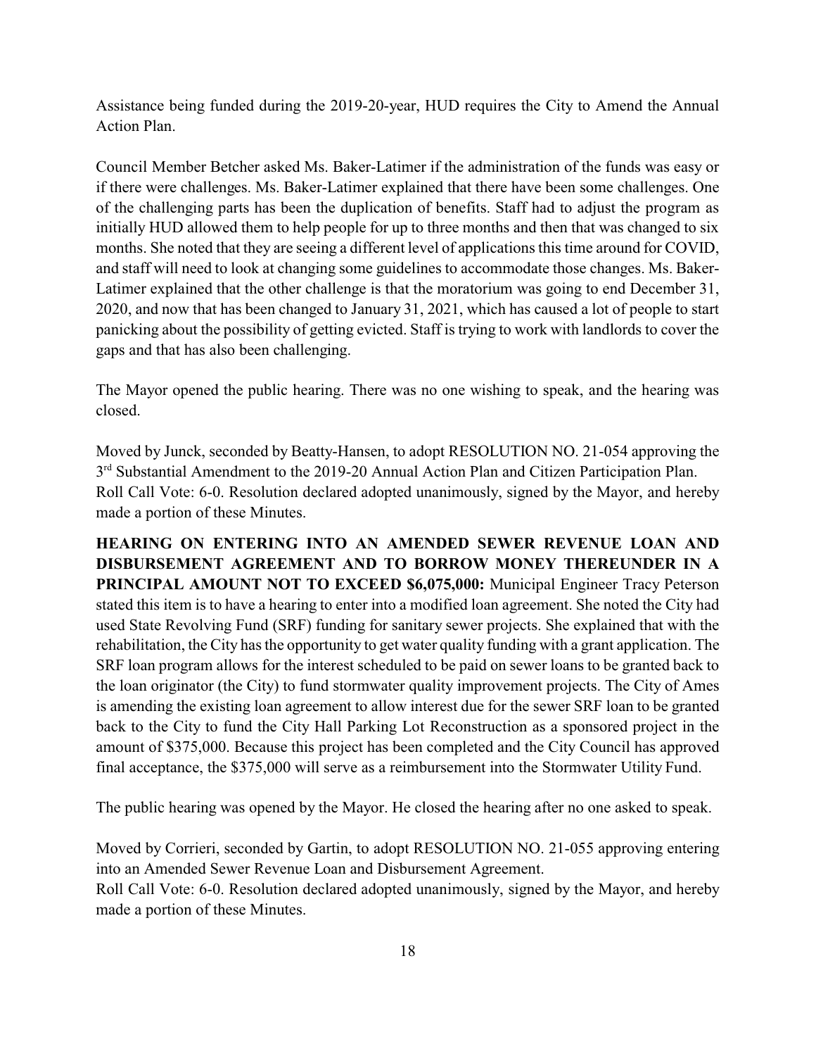Assistance being funded during the 2019-20-year, HUD requires the City to Amend the Annual Action Plan.

Council Member Betcher asked Ms. Baker-Latimer if the administration of the funds was easy or if there were challenges. Ms. Baker-Latimer explained that there have been some challenges. One of the challenging parts has been the duplication of benefits. Staff had to adjust the program as initially HUD allowed them to help people for up to three months and then that was changed to six months. She noted that they are seeing a different level of applications this time around for COVID, and staff will need to look at changing some guidelines to accommodate those changes. Ms. Baker-Latimer explained that the other challenge is that the moratorium was going to end December 31, 2020, and now that has been changed to January 31, 2021, which has caused a lot of people to start panicking about the possibility of getting evicted. Staff is trying to work with landlords to cover the gaps and that has also been challenging.

The Mayor opened the public hearing. There was no one wishing to speak, and the hearing was closed.

Moved by Junck, seconded by Beatty-Hansen, to adopt RESOLUTION NO. 21-054 approving the 3rd Substantial Amendment to the 2019-20 Annual Action Plan and Citizen Participation Plan.
Roll Call Vote: 6-0. Resolution declared adopted unanimously, signed by the Mayor, and hereby made a portion of these Minutes.

**HEARING ON ENTERING INTO AN AMENDED SEWER REVENUE LOAN AND DISBURSEMENT AGREEMENT AND TO BORROW MONEY THEREUNDER IN A PRINCIPAL AMOUNT NOT TO EXCEED $6,075,000:** Municipal Engineer Tracy Peterson stated this item is to have a hearing to enter into a modified loan agreement. She noted the City had used State Revolving Fund (SRF) funding for sanitary sewer projects. She explained that with the rehabilitation, the City has the opportunity to get water quality funding with a grant application. The SRF loan program allows for the interest scheduled to be paid on sewer loans to be granted back to the loan originator (the City) to fund stormwater quality improvement projects. The City of Ames is amending the existing loan agreement to allow interest due for the sewer SRF loan to be granted back to the City to fund the City Hall Parking Lot Reconstruction as a sponsored project in the amount of $375,000. Because this project has been completed and the City Council has approved final acceptance, the $375,000 will serve as a reimbursement into the Stormwater Utility Fund.

The public hearing was opened by the Mayor. He closed the hearing after no one asked to speak.

Moved by Corrieri, seconded by Gartin, to adopt RESOLUTION NO. 21-055 approving entering into an Amended Sewer Revenue Loan and Disbursement Agreement.
Roll Call Vote: 6-0. Resolution declared adopted unanimously, signed by the Mayor, and hereby made a portion of these Minutes.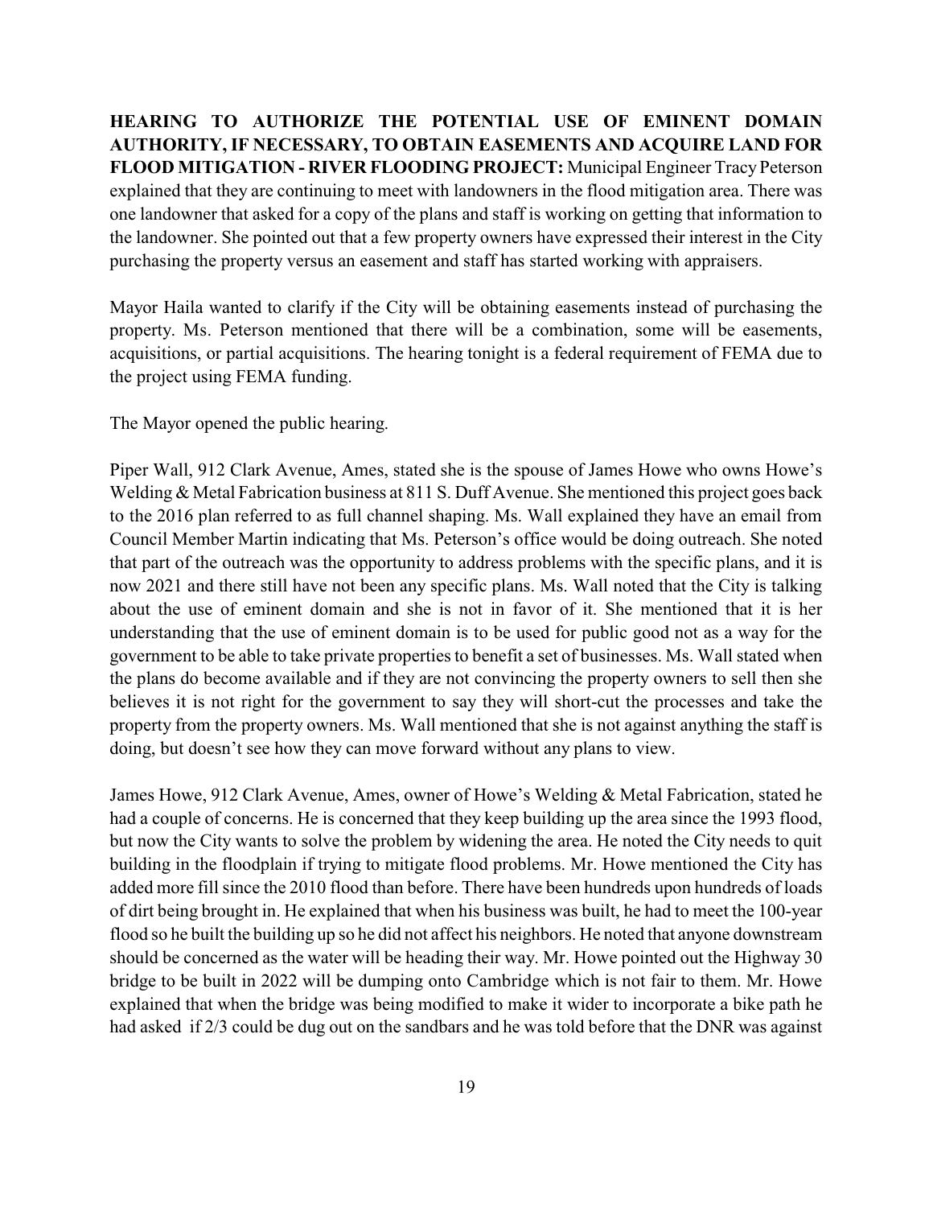**HEARING TO AUTHORIZE THE POTENTIAL USE OF EMINENT DOMAIN AUTHORITY, IF NECESSARY, TO OBTAIN EASEMENTS AND ACQUIRE LAND FOR FLOOD MITIGATION - RIVER FLOODING PROJECT:** Municipal Engineer Tracy Peterson explained that they are continuing to meet with landowners in the flood mitigation area. There was one landowner that asked for a copy of the plans and staff is working on getting that information to the landowner. She pointed out that a few property owners have expressed their interest in the City purchasing the property versus an easement and staff has started working with appraisers.

Mayor Haila wanted to clarify if the City will be obtaining easements instead of purchasing the property. Ms. Peterson mentioned that there will be a combination, some will be easements, acquisitions, or partial acquisitions. The hearing tonight is a federal requirement of FEMA due to the project using FEMA funding.

The Mayor opened the public hearing.

Piper Wall, 912 Clark Avenue, Ames, stated she is the spouse of James Howe who owns Howe's Welding & Metal Fabrication business at 811 S. Duff Avenue. She mentioned this project goes back to the 2016 plan referred to as full channel shaping. Ms. Wall explained they have an email from Council Member Martin indicating that Ms. Peterson's office would be doing outreach. She noted that part of the outreach was the opportunity to address problems with the specific plans, and it is now 2021 and there still have not been any specific plans. Ms. Wall noted that the City is talking about the use of eminent domain and she is not in favor of it. She mentioned that it is her understanding that the use of eminent domain is to be used for public good not as a way for the government to be able to take private properties to benefit a set of businesses. Ms. Wall stated when the plans do become available and if they are not convincing the property owners to sell then she believes it is not right for the government to say they will short-cut the processes and take the property from the property owners. Ms. Wall mentioned that she is not against anything the staff is doing, but doesn't see how they can move forward without any plans to view.

James Howe, 912 Clark Avenue, Ames, owner of Howe's Welding & Metal Fabrication, stated he had a couple of concerns. He is concerned that they keep building up the area since the 1993 flood, but now the City wants to solve the problem by widening the area. He noted the City needs to quit building in the floodplain if trying to mitigate flood problems. Mr. Howe mentioned the City has added more fill since the 2010 flood than before. There have been hundreds upon hundreds of loads of dirt being brought in. He explained that when his business was built, he had to meet the 100-year flood so he built the building up so he did not affect his neighbors. He noted that anyone downstream should be concerned as the water will be heading their way. Mr. Howe pointed out the Highway 30 bridge to be built in 2022 will be dumping onto Cambridge which is not fair to them. Mr. Howe explained that when the bridge was being modified to make it wider to incorporate a bike path he had asked if 2/3 could be dug out on the sandbars and he was told before that the DNR was against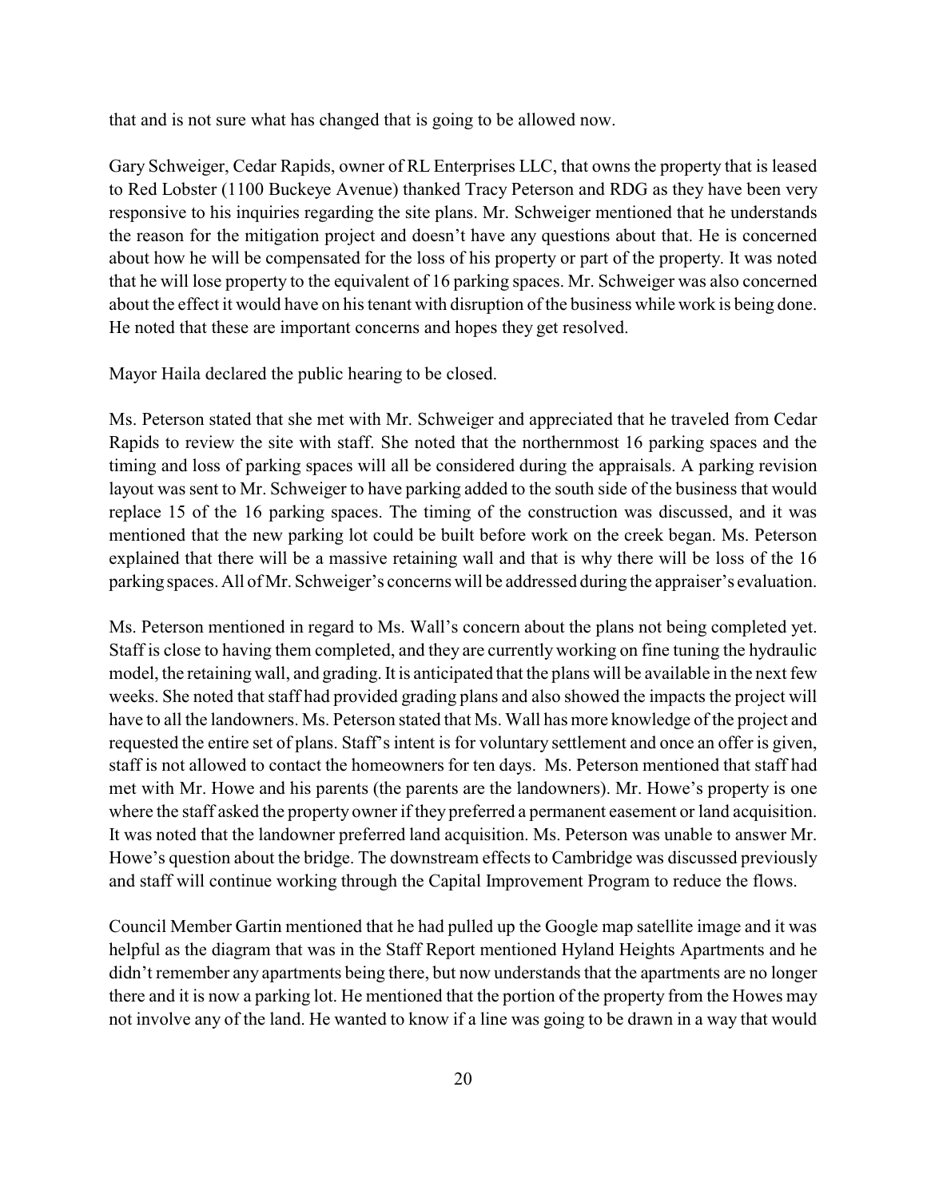that and is not sure what has changed that is going to be allowed now.

Gary Schweiger, Cedar Rapids, owner of RL Enterprises LLC, that owns the property that is leased to Red Lobster (1100 Buckeye Avenue) thanked Tracy Peterson and RDG as they have been very responsive to his inquiries regarding the site plans. Mr. Schweiger mentioned that he understands the reason for the mitigation project and doesn't have any questions about that. He is concerned about how he will be compensated for the loss of his property or part of the property. It was noted that he will lose property to the equivalent of 16 parking spaces. Mr. Schweiger was also concerned about the effect it would have on his tenant with disruption of the business while work is being done. He noted that these are important concerns and hopes they get resolved.

Mayor Haila declared the public hearing to be closed.

Ms. Peterson stated that she met with Mr. Schweiger and appreciated that he traveled from Cedar Rapids to review the site with staff. She noted that the northernmost 16 parking spaces and the timing and loss of parking spaces will all be considered during the appraisals. A parking revision layout was sent to Mr. Schweiger to have parking added to the south side of the business that would replace 15 of the 16 parking spaces. The timing of the construction was discussed, and it was mentioned that the new parking lot could be built before work on the creek began. Ms. Peterson explained that there will be a massive retaining wall and that is why there will be loss of the 16 parking spaces. All of Mr. Schweiger's concerns will be addressed during the appraiser's evaluation.

Ms. Peterson mentioned in regard to Ms. Wall's concern about the plans not being completed yet. Staff is close to having them completed, and they are currently working on fine tuning the hydraulic model, the retaining wall, and grading. It is anticipated that the plans will be available in the next few weeks. She noted that staff had provided grading plans and also showed the impacts the project will have to all the landowners. Ms. Peterson stated that Ms. Wall has more knowledge of the project and requested the entire set of plans. Staff's intent is for voluntary settlement and once an offer is given, staff is not allowed to contact the homeowners for ten days. Ms. Peterson mentioned that staff had met with Mr. Howe and his parents (the parents are the landowners). Mr. Howe's property is one where the staff asked the property owner if they preferred a permanent easement or land acquisition. It was noted that the landowner preferred land acquisition. Ms. Peterson was unable to answer Mr. Howe's question about the bridge. The downstream effects to Cambridge was discussed previously and staff will continue working through the Capital Improvement Program to reduce the flows.

Council Member Gartin mentioned that he had pulled up the Google map satellite image and it was helpful as the diagram that was in the Staff Report mentioned Hyland Heights Apartments and he didn't remember any apartments being there, but now understands that the apartments are no longer there and it is now a parking lot. He mentioned that the portion of the property from the Howes may not involve any of the land. He wanted to know if a line was going to be drawn in a way that would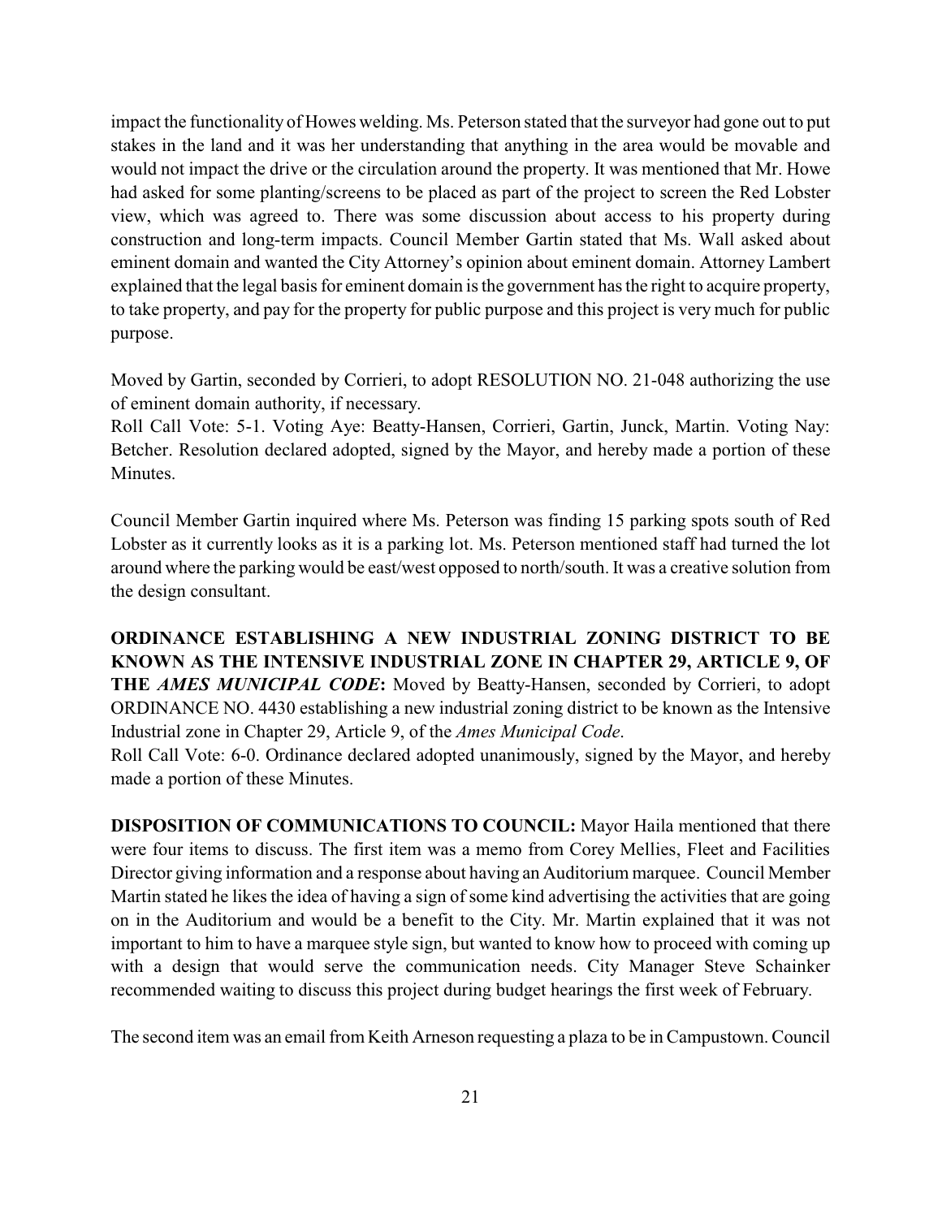impact the functionality of Howes welding. Ms. Peterson stated that the surveyor had gone out to put stakes in the land and it was her understanding that anything in the area would be movable and would not impact the drive or the circulation around the property. It was mentioned that Mr. Howe had asked for some planting/screens to be placed as part of the project to screen the Red Lobster view, which was agreed to. There was some discussion about access to his property during construction and long-term impacts. Council Member Gartin stated that Ms. Wall asked about eminent domain and wanted the City Attorney's opinion about eminent domain. Attorney Lambert explained that the legal basis for eminent domain is the government has the right to acquire property, to take property, and pay for the property for public purpose and this project is very much for public purpose.

Moved by Gartin, seconded by Corrieri, to adopt RESOLUTION NO. 21-048 authorizing the use of eminent domain authority, if necessary.
Roll Call Vote: 5-1. Voting Aye: Beatty-Hansen, Corrieri, Gartin, Junck, Martin. Voting Nay: Betcher. Resolution declared adopted, signed by the Mayor, and hereby made a portion of these Minutes.

Council Member Gartin inquired where Ms. Peterson was finding 15 parking spots south of Red Lobster as it currently looks as it is a parking lot. Ms. Peterson mentioned staff had turned the lot around where the parking would be east/west opposed to north/south. It was a creative solution from the design consultant.

**ORDINANCE ESTABLISHING A NEW INDUSTRIAL ZONING DISTRICT TO BE KNOWN AS THE INTENSIVE INDUSTRIAL ZONE IN CHAPTER 29, ARTICLE 9, OF THE *AMES MUNICIPAL CODE*:** Moved by Beatty-Hansen, seconded by Corrieri, to adopt ORDINANCE NO. 4430 establishing a new industrial zoning district to be known as the Intensive Industrial zone in Chapter 29, Article 9, of the *Ames Municipal Code*.
Roll Call Vote: 6-0. Ordinance declared adopted unanimously, signed by the Mayor, and hereby made a portion of these Minutes.

**DISPOSITION OF COMMUNICATIONS TO COUNCIL:** Mayor Haila mentioned that there were four items to discuss. The first item was a memo from Corey Mellies, Fleet and Facilities Director giving information and a response about having an Auditorium marquee. Council Member Martin stated he likes the idea of having a sign of some kind advertising the activities that are going on in the Auditorium and would be a benefit to the City. Mr. Martin explained that it was not important to him to have a marquee style sign, but wanted to know how to proceed with coming up with a design that would serve the communication needs. City Manager Steve Schainker recommended waiting to discuss this project during budget hearings the first week of February.

The second item was an email from Keith Arneson requesting a plaza to be in Campustown. Council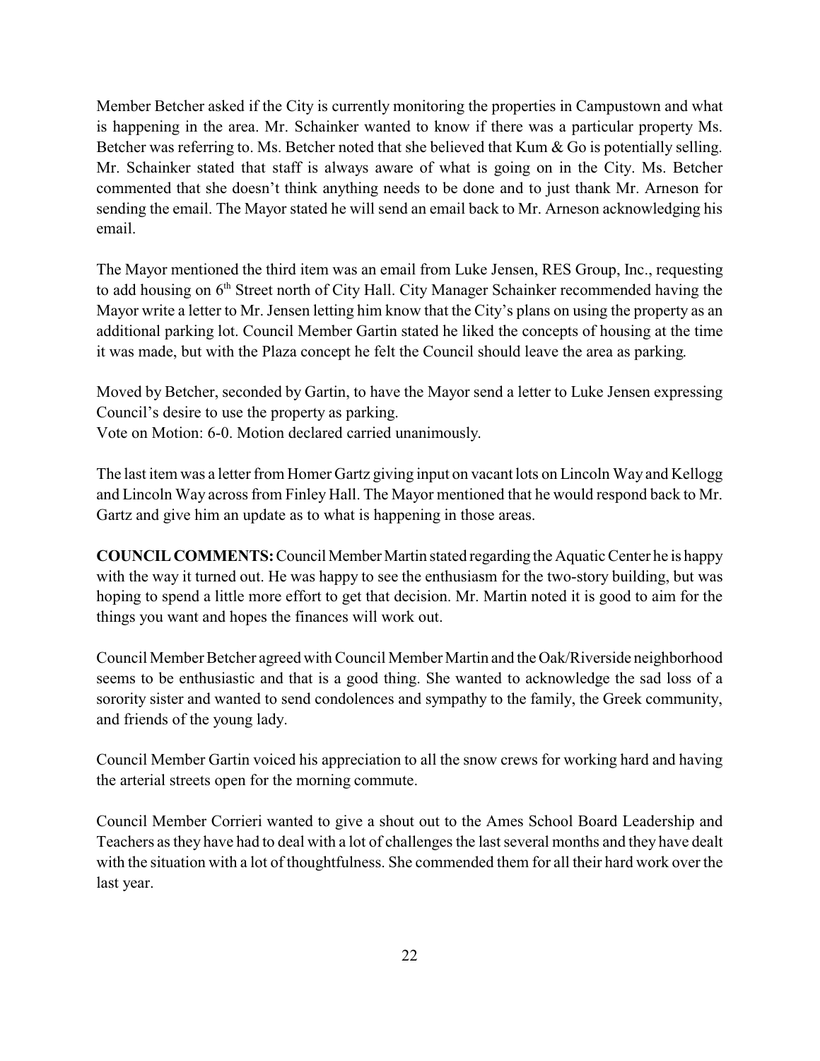Member Betcher asked if the City is currently monitoring the properties in Campustown and what is happening in the area. Mr. Schainker wanted to know if there was a particular property Ms. Betcher was referring to. Ms. Betcher noted that she believed that Kum & Go is potentially selling. Mr. Schainker stated that staff is always aware of what is going on in the City. Ms. Betcher commented that she doesn't think anything needs to be done and to just thank Mr. Arneson for sending the email. The Mayor stated he will send an email back to Mr. Arneson acknowledging his email.

The Mayor mentioned the third item was an email from Luke Jensen, RES Group, Inc., requesting to add housing on 6th Street north of City Hall. City Manager Schainker recommended having the Mayor write a letter to Mr. Jensen letting him know that the City's plans on using the property as an additional parking lot. Council Member Gartin stated he liked the concepts of housing at the time it was made, but with the Plaza concept he felt the Council should leave the area as parking.

Moved by Betcher, seconded by Gartin, to have the Mayor send a letter to Luke Jensen expressing Council's desire to use the property as parking.
Vote on Motion: 6-0. Motion declared carried unanimously.

The last item was a letter from Homer Gartz giving input on vacant lots on Lincoln Way and Kellogg and Lincoln Way across from Finley Hall. The Mayor mentioned that he would respond back to Mr. Gartz and give him an update as to what is happening in those areas.

**COUNCIL COMMENTS:** Council Member Martin stated regarding the Aquatic Center he is happy with the way it turned out. He was happy to see the enthusiasm for the two-story building, but was hoping to spend a little more effort to get that decision. Mr. Martin noted it is good to aim for the things you want and hopes the finances will work out.

Council Member Betcher agreed with Council Member Martin and the Oak/Riverside neighborhood seems to be enthusiastic and that is a good thing. She wanted to acknowledge the sad loss of a sorority sister and wanted to send condolences and sympathy to the family, the Greek community, and friends of the young lady.

Council Member Gartin voiced his appreciation to all the snow crews for working hard and having the arterial streets open for the morning commute.

Council Member Corrieri wanted to give a shout out to the Ames School Board Leadership and Teachers as they have had to deal with a lot of challenges the last several months and they have dealt with the situation with a lot of thoughtfulness. She commended them for all their hard work over the last year.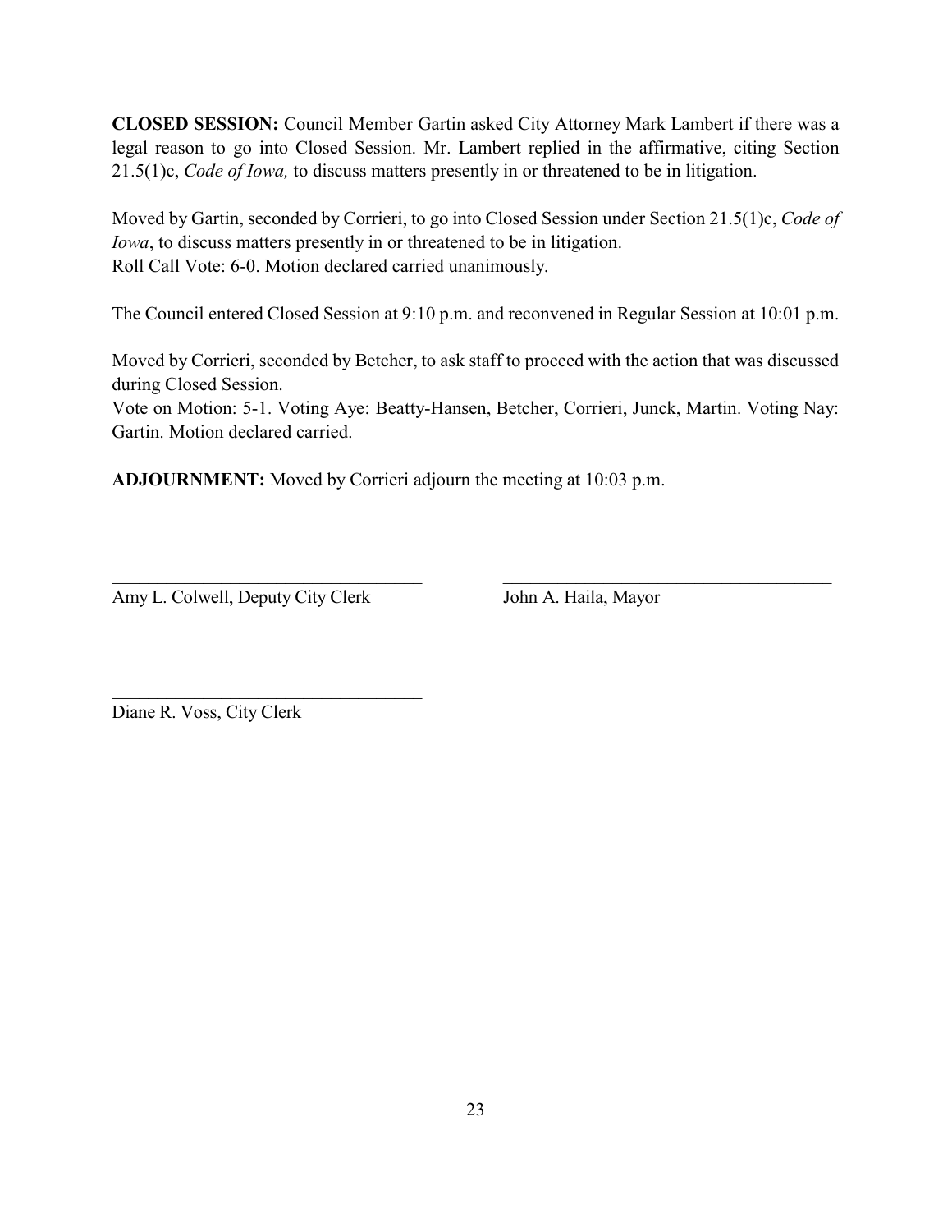**CLOSED SESSION:** Council Member Gartin asked City Attorney Mark Lambert if there was a legal reason to go into Closed Session. Mr. Lambert replied in the affirmative, citing Section 21.5(1)c, *Code of Iowa,* to discuss matters presently in or threatened to be in litigation.

Moved by Gartin, seconded by Corrieri, to go into Closed Session under Section 21.5(1)c, *Code of Iowa*, to discuss matters presently in or threatened to be in litigation.
Roll Call Vote: 6-0. Motion declared carried unanimously.

The Council entered Closed Session at 9:10 p.m. and reconvened in Regular Session at 10:01 p.m.

Moved by Corrieri, seconded by Betcher, to ask staff to proceed with the action that was discussed during Closed Session.
Vote on Motion: 5-1. Voting Aye: Beatty-Hansen, Betcher, Corrieri, Junck, Martin. Voting Nay: Gartin. Motion declared carried.

**ADJOURNMENT:** Moved by Corrieri adjourn the meeting at 10:03 p.m.

\_\_\_\_\_\_\_\_\_\_\_\_\_\_\_\_\_\_\_\_\_\_\_\_\_\_\_\_\_\_\_\_\_\_\_
Amy L. Colwell, Deputy City Clerk

\_\_\_\_\_\_\_\_\_\_\_\_\_\_\_\_\_\_\_\_\_\_\_\_\_\_\_\_\_\_\_\_\_\_\_
John A. Haila, Mayor

\_\_\_\_\_\_\_\_\_\_\_\_\_\_\_\_\_\_\_\_\_\_\_\_\_\_\_\_\_\_\_\_\_\_\_
Diane R. Voss, City Clerk